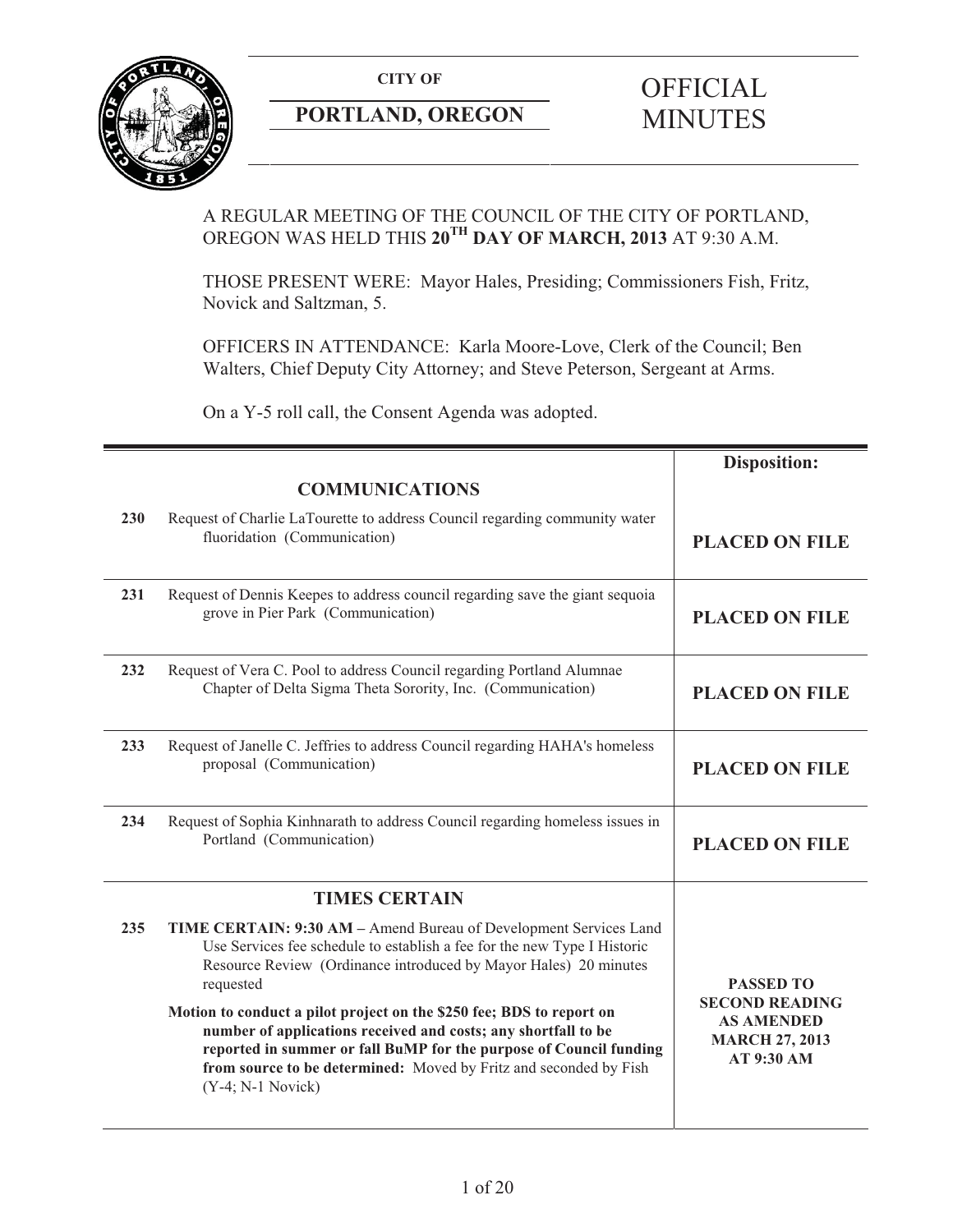**CITY OF**

**PORTLAND, OREGON**

# OFFICIAL MINUTES

A REGULAR MEETING OF THE COUNCIL OF THE CITY OF PORTLAND, OREGON WAS HELD THIS **20TH DAY OF MARCH, 2013** AT 9:30 A.M.

THOSE PRESENT WERE: Mayor Hales, Presiding; Commissioners Fish, Fritz, Novick and Saltzman, 5.

OFFICERS IN ATTENDANCE: Karla Moore-Love, Clerk of the Council; Ben Walters, Chief Deputy City Attorney; and Steve Peterson, Sergeant at Arms.

On a Y-5 roll call, the Consent Agenda was adopted.

| | | Disposition: |
|---|---|---|
| | **COMMUNICATIONS** | |
| 230 | Request of Charlie LaTourette to address Council regarding community water fluoridation (Communication) | **PLACED ON FILE** |
| 231 | Request of Dennis Keepes to address council regarding save the giant sequoia grove in Pier Park (Communication) | **PLACED ON FILE** |
| 232 | Request of Vera C. Pool to address Council regarding Portland Alumnae Chapter of Delta Sigma Theta Sorority, Inc. (Communication) | **PLACED ON FILE** |
| 233 | Request of Janelle C. Jeffries to address Council regarding HAHA's homeless proposal (Communication) | **PLACED ON FILE** |
| 234 | Request of Sophia Kinhnarath to address Council regarding homeless issues in Portland (Communication) | **PLACED ON FILE** |
| | **TIMES CERTAIN** | |
| 235 | **TIME CERTAIN: 9:30 AM –** Amend Bureau of Development Services Land Use Services fee schedule to establish a fee for the new Type I Historic Resource Review (Ordinance introduced by Mayor Hales) 20 minutes requested<br><br>**Motion to conduct a pilot project on the $250 fee; BDS to report on number of applications received and costs; any shortfall to be reported in summer or fall BuMP for the purpose of Council funding from source to be determined:** Moved by Fritz and seconded by Fish (Y-4; N-1 Novick) | **PASSED TO SECOND READING AS AMENDED MARCH 27, 2013 AT 9:30 AM** |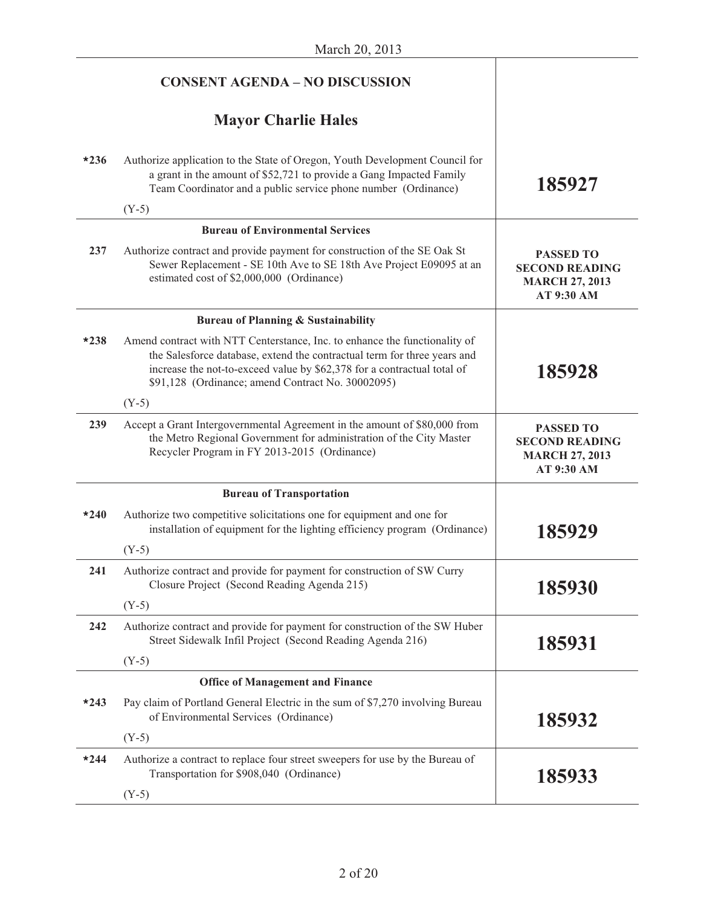## CONSENT AGENDA – NO DISCUSSION

### Mayor Charlie Hales

| | | |
|---|---|---|
| *236 | Authorize application to the State of Oregon, Youth Development Council for a grant in the amount of $52,721 to provide a Gang Impacted Family Team Coordinator and a public service phone number (Ordinance)<br>(Y-5) | **185927** |
| | **Bureau of Environmental Services** | |
| 237 | Authorize contract and provide payment for construction of the SE Oak St Sewer Replacement - SE 10th Ave to SE 18th Ave Project E09095 at an estimated cost of $2,000,000 (Ordinance) | **PASSED TO SECOND READING MARCH 27, 2013 AT 9:30 AM** |
| | **Bureau of Planning & Sustainability** | |
| *238 | Amend contract with NTT Centerstance, Inc. to enhance the functionality of the Salesforce database, extend the contractual term for three years and increase the not-to-exceed value by $62,378 for a contractual total of $91,128 (Ordinance; amend Contract No. 30002095)<br>(Y-5) | **185928** |
| 239 | Accept a Grant Intergovernmental Agreement in the amount of $80,000 from the Metro Regional Government for administration of the City Master Recycler Program in FY 2013-2015 (Ordinance) | **PASSED TO SECOND READING MARCH 27, 2013 AT 9:30 AM** |
| | **Bureau of Transportation** | |
| *240 | Authorize two competitive solicitations one for equipment and one for installation of equipment for the lighting efficiency program (Ordinance)<br>(Y-5) | **185929** |
| 241 | Authorize contract and provide for payment for construction of SW Curry Closure Project (Second Reading Agenda 215)<br>(Y-5) | **185930** |
| 242 | Authorize contract and provide for payment for construction of the SW Huber Street Sidewalk Infil Project (Second Reading Agenda 216)<br>(Y-5) | **185931** |
| | **Office of Management and Finance** | |
| *243 | Pay claim of Portland General Electric in the sum of $7,270 involving Bureau of Environmental Services (Ordinance)<br>(Y-5) | **185932** |
| *244 | Authorize a contract to replace four street sweepers for use by the Bureau of Transportation for $908,040 (Ordinance)<br>(Y-5) | **185933** |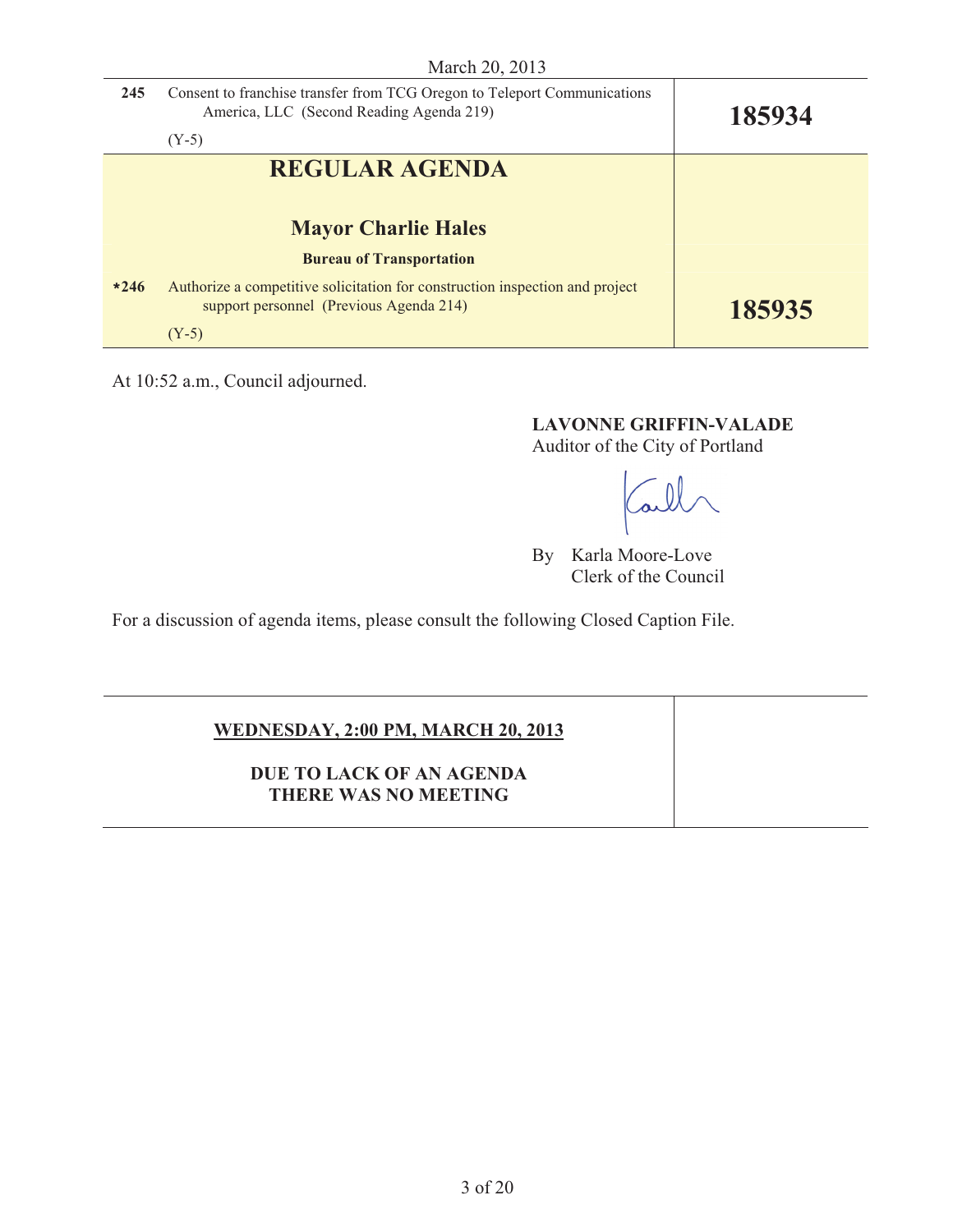March 20, 2013

| | | |
|---|---|---|
| 245 | Consent to franchise transfer from TCG Oregon to Teleport Communications America, LLC (Second Reading Agenda 219)<br><br>(Y-5) | **185934** |
| | **REGULAR AGENDA**<br><br>**Mayor Charlie Hales**<br><br>**Bureau of Transportation** | |
| *246 | Authorize a competitive solicitation for construction inspection and project support personnel (Previous Agenda 214)<br><br>(Y-5) | **185935** |

At 10:52 a.m., Council adjourned.

**LAVONNE GRIFFIN-VALADE**
Auditor of the City of Portland

By Karla Moore-Love
Clerk of the Council

For a discussion of agenda items, please consult the following Closed Caption File.

| | |
|---|---|
| **WEDNESDAY, 2:00 PM, MARCH 20, 2013**<br><br>**DUE TO LACK OF AN AGENDA THERE WAS NO MEETING** | |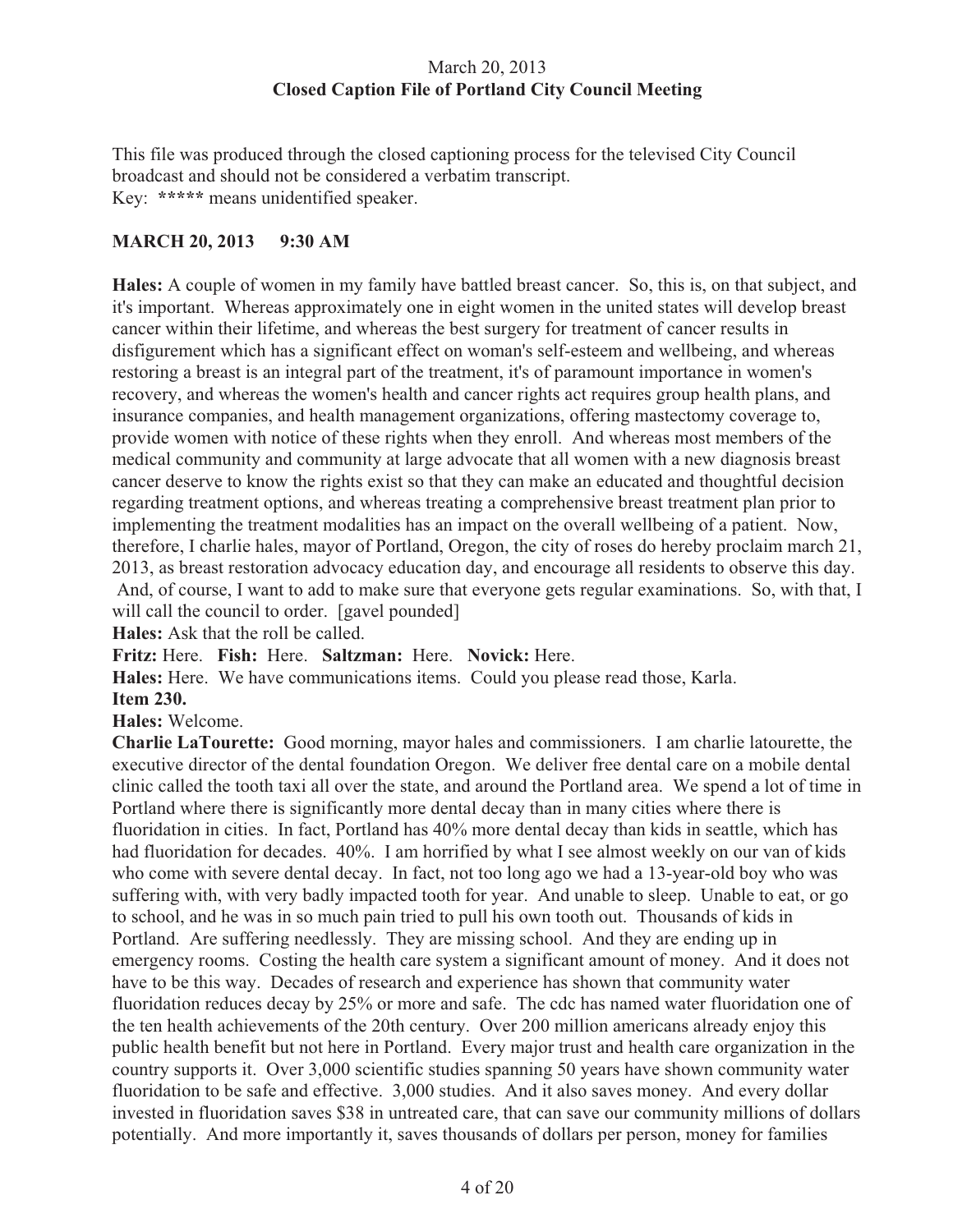March 20, 2013
**Closed Caption File of Portland City Council Meeting**

This file was produced through the closed captioning process for the televised City Council broadcast and should not be considered a verbatim transcript.
Key: ***** means unidentified speaker.

**MARCH 20, 2013 9:30 AM**

**Hales:** A couple of women in my family have battled breast cancer. So, this is, on that subject, and it's important. Whereas approximately one in eight women in the united states will develop breast cancer within their lifetime, and whereas the best surgery for treatment of cancer results in disfigurement which has a significant effect on woman's self-esteem and wellbeing, and whereas restoring a breast is an integral part of the treatment, it's of paramount importance in women's recovery, and whereas the women's health and cancer rights act requires group health plans, and insurance companies, and health management organizations, offering mastectomy coverage to, provide women with notice of these rights when they enroll. And whereas most members of the medical community and community at large advocate that all women with a new diagnosis breast cancer deserve to know the rights exist so that they can make an educated and thoughtful decision regarding treatment options, and whereas treating a comprehensive breast treatment plan prior to implementing the treatment modalities has an impact on the overall wellbeing of a patient. Now, therefore, I charlie hales, mayor of Portland, Oregon, the city of roses do hereby proclaim march 21, 2013, as breast restoration advocacy education day, and encourage all residents to observe this day. And, of course, I want to add to make sure that everyone gets regular examinations. So, with that, I will call the council to order. [gavel pounded]
**Hales:** Ask that the roll be called.
**Fritz:** Here. **Fish:** Here. **Saltzman:** Here. **Novick:** Here.
**Hales:** Here. We have communications items. Could you please read those, Karla.
**Item 230.**
**Hales:** Welcome.
**Charlie LaTourette:** Good morning, mayor hales and commissioners. I am charlie latourette, the executive director of the dental foundation Oregon. We deliver free dental care on a mobile dental clinic called the tooth taxi all over the state, and around the Portland area. We spend a lot of time in Portland where there is significantly more dental decay than in many cities where there is fluoridation in cities. In fact, Portland has 40% more dental decay than kids in seattle, which has had fluoridation for decades. 40%. I am horrified by what I see almost weekly on our van of kids who come with severe dental decay. In fact, not too long ago we had a 13-year-old boy who was suffering with, with very badly impacted tooth for year. And unable to sleep. Unable to eat, or go to school, and he was in so much pain tried to pull his own tooth out. Thousands of kids in Portland. Are suffering needlessly. They are missing school. And they are ending up in emergency rooms. Costing the health care system a significant amount of money. And it does not have to be this way. Decades of research and experience has shown that community water fluoridation reduces decay by 25% or more and safe. The cdc has named water fluoridation one of the ten health achievements of the 20th century. Over 200 million americans already enjoy this public health benefit but not here in Portland. Every major trust and health care organization in the country supports it. Over 3,000 scientific studies spanning 50 years have shown community water fluoridation to be safe and effective. 3,000 studies. And it also saves money. And every dollar invested in fluoridation saves $38 in untreated care, that can save our community millions of dollars potentially. And more importantly it, saves thousands of dollars per person, money for families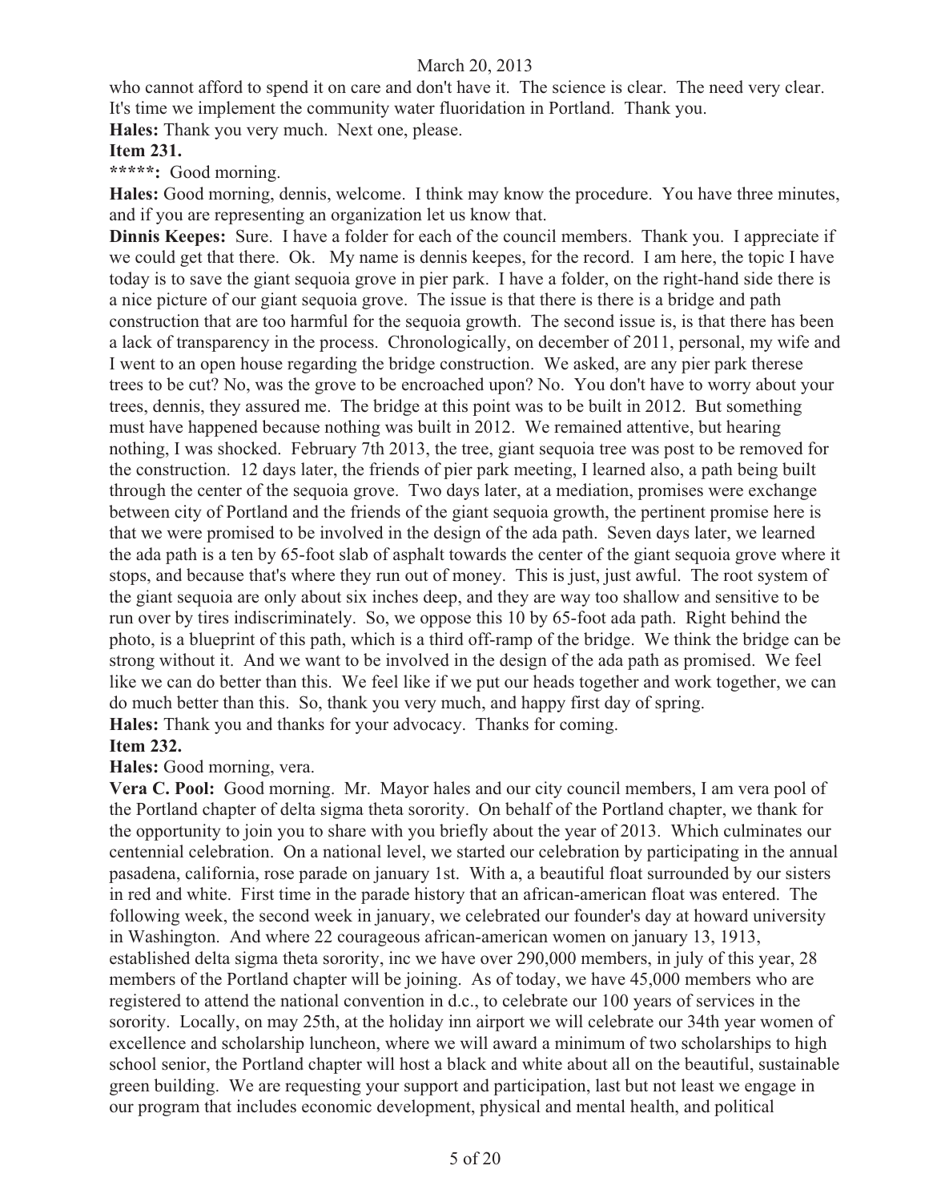who cannot afford to spend it on care and don't have it. The science is clear. The need very clear. It's time we implement the community water fluoridation in Portland. Thank you.

**Hales:** Thank you very much. Next one, please.

**Item 231.**

**\*\*\*\*\*:** Good morning.

**Hales:** Good morning, dennis, welcome. I think may know the procedure. You have three minutes, and if you are representing an organization let us know that.

**Dinnis Keepes:** Sure. I have a folder for each of the council members. Thank you. I appreciate if we could get that there. Ok. My name is dennis keepes, for the record. I am here, the topic I have today is to save the giant sequoia grove in pier park. I have a folder, on the right-hand side there is a nice picture of our giant sequoia grove. The issue is that there is there is a bridge and path construction that are too harmful for the sequoia growth. The second issue is, is that there has been a lack of transparency in the process. Chronologically, on december of 2011, personal, my wife and I went to an open house regarding the bridge construction. We asked, are any pier park therese trees to be cut? No, was the grove to be encroached upon? No. You don't have to worry about your trees, dennis, they assured me. The bridge at this point was to be built in 2012. But something must have happened because nothing was built in 2012. We remained attentive, but hearing nothing, I was shocked. February 7th 2013, the tree, giant sequoia tree was post to be removed for the construction. 12 days later, the friends of pier park meeting, I learned also, a path being built through the center of the sequoia grove. Two days later, at a mediation, promises were exchange between city of Portland and the friends of the giant sequoia growth, the pertinent promise here is that we were promised to be involved in the design of the ada path. Seven days later, we learned the ada path is a ten by 65-foot slab of asphalt towards the center of the giant sequoia grove where it stops, and because that's where they run out of money. This is just, just awful. The root system of the giant sequoia are only about six inches deep, and they are way too shallow and sensitive to be run over by tires indiscriminately. So, we oppose this 10 by 65-foot ada path. Right behind the photo, is a blueprint of this path, which is a third off-ramp of the bridge. We think the bridge can be strong without it. And we want to be involved in the design of the ada path as promised. We feel like we can do better than this. We feel like if we put our heads together and work together, we can do much better than this. So, thank you very much, and happy first day of spring.

**Hales:** Thank you and thanks for your advocacy. Thanks for coming.

**Item 232.**

**Hales:** Good morning, vera.

**Vera C. Pool:** Good morning. Mr. Mayor hales and our city council members, I am vera pool of the Portland chapter of delta sigma theta sorority. On behalf of the Portland chapter, we thank for the opportunity to join you to share with you briefly about the year of 2013. Which culminates our centennial celebration. On a national level, we started our celebration by participating in the annual pasadena, california, rose parade on january 1st. With a, a beautiful float surrounded by our sisters in red and white. First time in the parade history that an african-american float was entered. The following week, the second week in january, we celebrated our founder's day at howard university in Washington. And where 22 courageous african-american women on january 13, 1913, established delta sigma theta sorority, inc we have over 290,000 members, in july of this year, 28 members of the Portland chapter will be joining. As of today, we have 45,000 members who are registered to attend the national convention in d.c., to celebrate our 100 years of services in the sorority. Locally, on may 25th, at the holiday inn airport we will celebrate our 34th year women of excellence and scholarship luncheon, where we will award a minimum of two scholarships to high school senior, the Portland chapter will host a black and white about all on the beautiful, sustainable green building. We are requesting your support and participation, last but not least we engage in our program that includes economic development, physical and mental health, and political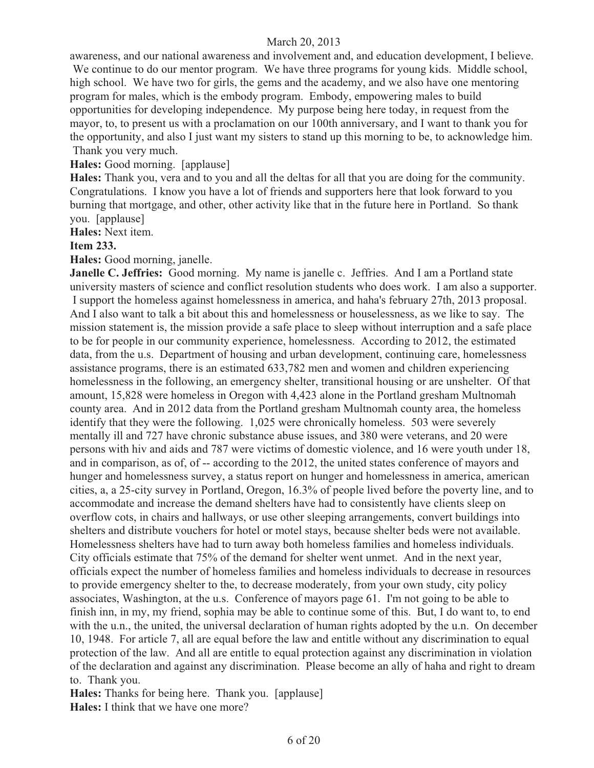awareness, and our national awareness and involvement and, and education development, I believe. We continue to do our mentor program. We have three programs for young kids. Middle school, high school. We have two for girls, the gems and the academy, and we also have one mentoring program for males, which is the embody program. Embody, empowering males to build opportunities for developing independence. My purpose being here today, in request from the mayor, to, to present us with a proclamation on our 100th anniversary, and I want to thank you for the opportunity, and also I just want my sisters to stand up this morning to be, to acknowledge him. Thank you very much.

**Hales:** Good morning. [applause]

**Hales:** Thank you, vera and to you and all the deltas for all that you are doing for the community. Congratulations. I know you have a lot of friends and supporters here that look forward to you burning that mortgage, and other, other activity like that in the future here in Portland. So thank you. [applause]

**Hales:** Next item.

**Item 233.**

**Hales:** Good morning, janelle.

**Janelle C. Jeffries:** Good morning. My name is janelle c. Jeffries. And I am a Portland state university masters of science and conflict resolution students who does work. I am also a supporter. I support the homeless against homelessness in america, and haha's february 27th, 2013 proposal. And I also want to talk a bit about this and homelessness or houselessness, as we like to say. The mission statement is, the mission provide a safe place to sleep without interruption and a safe place to be for people in our community experience, homelessness. According to 2012, the estimated data, from the u.s. Department of housing and urban development, continuing care, homelessness assistance programs, there is an estimated 633,782 men and women and children experiencing homelessness in the following, an emergency shelter, transitional housing or are unshelter. Of that amount, 15,828 were homeless in Oregon with 4,423 alone in the Portland gresham Multnomah county area. And in 2012 data from the Portland gresham Multnomah county area, the homeless identify that they were the following. 1,025 were chronically homeless. 503 were severely mentally ill and 727 have chronic substance abuse issues, and 380 were veterans, and 20 were persons with hiv and aids and 787 were victims of domestic violence, and 16 were youth under 18, and in comparison, as of, of -- according to the 2012, the united states conference of mayors and hunger and homelessness survey, a status report on hunger and homelessness in america, american cities, a, a 25-city survey in Portland, Oregon, 16.3% of people lived before the poverty line, and to accommodate and increase the demand shelters have had to consistently have clients sleep on overflow cots, in chairs and hallways, or use other sleeping arrangements, convert buildings into shelters and distribute vouchers for hotel or motel stays, because shelter beds were not available. Homelessness shelters have had to turn away both homeless families and homeless individuals. City officials estimate that 75% of the demand for shelter went unmet. And in the next year, officials expect the number of homeless families and homeless individuals to decrease in resources to provide emergency shelter to the, to decrease moderately, from your own study, city policy associates, Washington, at the u.s. Conference of mayors page 61. I'm not going to be able to finish inn, in my, my friend, sophia may be able to continue some of this. But, I do want to, to end with the u.n., the united, the universal declaration of human rights adopted by the u.n. On december 10, 1948. For article 7, all are equal before the law and entitle without any discrimination to equal protection of the law. And all are entitle to equal protection against any discrimination in violation of the declaration and against any discrimination. Please become an ally of haha and right to dream to. Thank you.

**Hales:** Thanks for being here. Thank you. [applause]

**Hales:** I think that we have one more?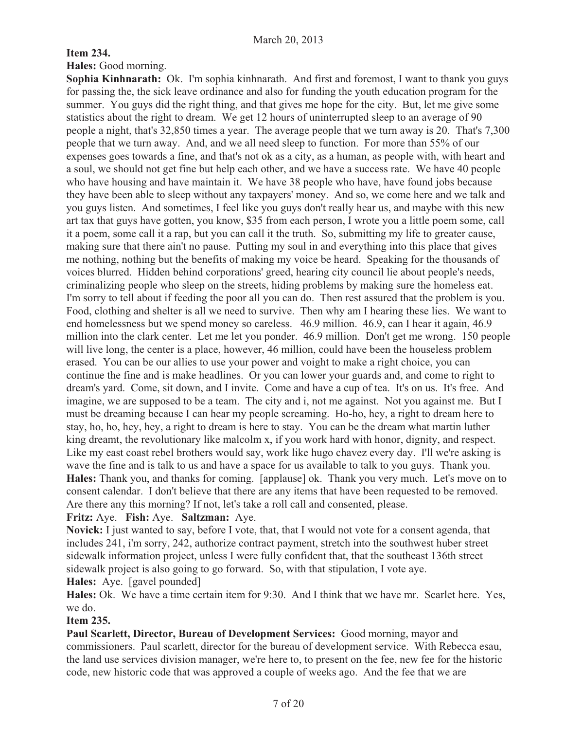**Item 234.**

**Hales:** Good morning.

**Sophia Kinhnarath:** Ok. I'm sophia kinhnarath. And first and foremost, I want to thank you guys for passing the, the sick leave ordinance and also for funding the youth education program for the summer. You guys did the right thing, and that gives me hope for the city. But, let me give some statistics about the right to dream. We get 12 hours of uninterrupted sleep to an average of 90 people a night, that's 32,850 times a year. The average people that we turn away is 20. That's 7,300 people that we turn away. And, and we all need sleep to function. For more than 55% of our expenses goes towards a fine, and that's not ok as a city, as a human, as people with, with heart and a soul, we should not get fine but help each other, and we have a success rate. We have 40 people who have housing and have maintain it. We have 38 people who have, have found jobs because they have been able to sleep without any taxpayers' money. And so, we come here and we talk and you guys listen. And sometimes, I feel like you guys don't really hear us, and maybe with this new art tax that guys have gotten, you know, $35 from each person, I wrote you a little poem some, call it a poem, some call it a rap, but you can call it the truth. So, submitting my life to greater cause, making sure that there ain't no pause. Putting my soul in and everything into this place that gives me nothing, nothing but the benefits of making my voice be heard. Speaking for the thousands of voices blurred. Hidden behind corporations' greed, hearing city council lie about people's needs, criminalizing people who sleep on the streets, hiding problems by making sure the homeless eat. I'm sorry to tell about if feeding the poor all you can do. Then rest assured that the problem is you. Food, clothing and shelter is all we need to survive. Then why am I hearing these lies. We want to end homelessness but we spend money so careless. 46.9 million. 46.9, can I hear it again, 46.9 million into the clark center. Let me let you ponder. 46.9 million. Don't get me wrong. 150 people will live long, the center is a place, however, 46 million, could have been the houseless problem erased. You can be our allies to use your power and voight to make a right choice, you can continue the fine and is make headlines. Or you can lower your guards and, and come to right to dream's yard. Come, sit down, and I invite. Come and have a cup of tea. It's on us. It's free. And imagine, we are supposed to be a team. The city and i, not me against. Not you against me. But I must be dreaming because I can hear my people screaming. Ho-ho, hey, a right to dream here to stay, ho, ho, hey, hey, a right to dream is here to stay. You can be the dream what martin luther king dreamt, the revolutionary like malcolm x, if you work hard with honor, dignity, and respect. Like my east coast rebel brothers would say, work like hugo chavez every day. I'll we're asking is wave the fine and is talk to us and have a space for us available to talk to you guys. Thank you.

**Hales:** Thank you, and thanks for coming. [applause] ok. Thank you very much. Let's move on to consent calendar. I don't believe that there are any items that have been requested to be removed. Are there any this morning? If not, let's take a roll call and consented, please.

**Fritz:** Aye. **Fish:** Aye. **Saltzman:** Aye.

**Novick:** I just wanted to say, before I vote, that, that I would not vote for a consent agenda, that includes 241, i'm sorry, 242, authorize contract payment, stretch into the southwest huber street sidewalk information project, unless I were fully confident that, that the southeast 136th street sidewalk project is also going to go forward. So, with that stipulation, I vote aye.

**Hales:** Aye. [gavel pounded]

**Hales:** Ok. We have a time certain item for 9:30. And I think that we have mr. Scarlet here. Yes, we do.

**Item 235.**

**Paul Scarlett, Director, Bureau of Development Services:** Good morning, mayor and commissioners. Paul scarlett, director for the bureau of development service. With Rebecca esau, the land use services division manager, we're here to, to present on the fee, new fee for the historic code, new historic code that was approved a couple of weeks ago. And the fee that we are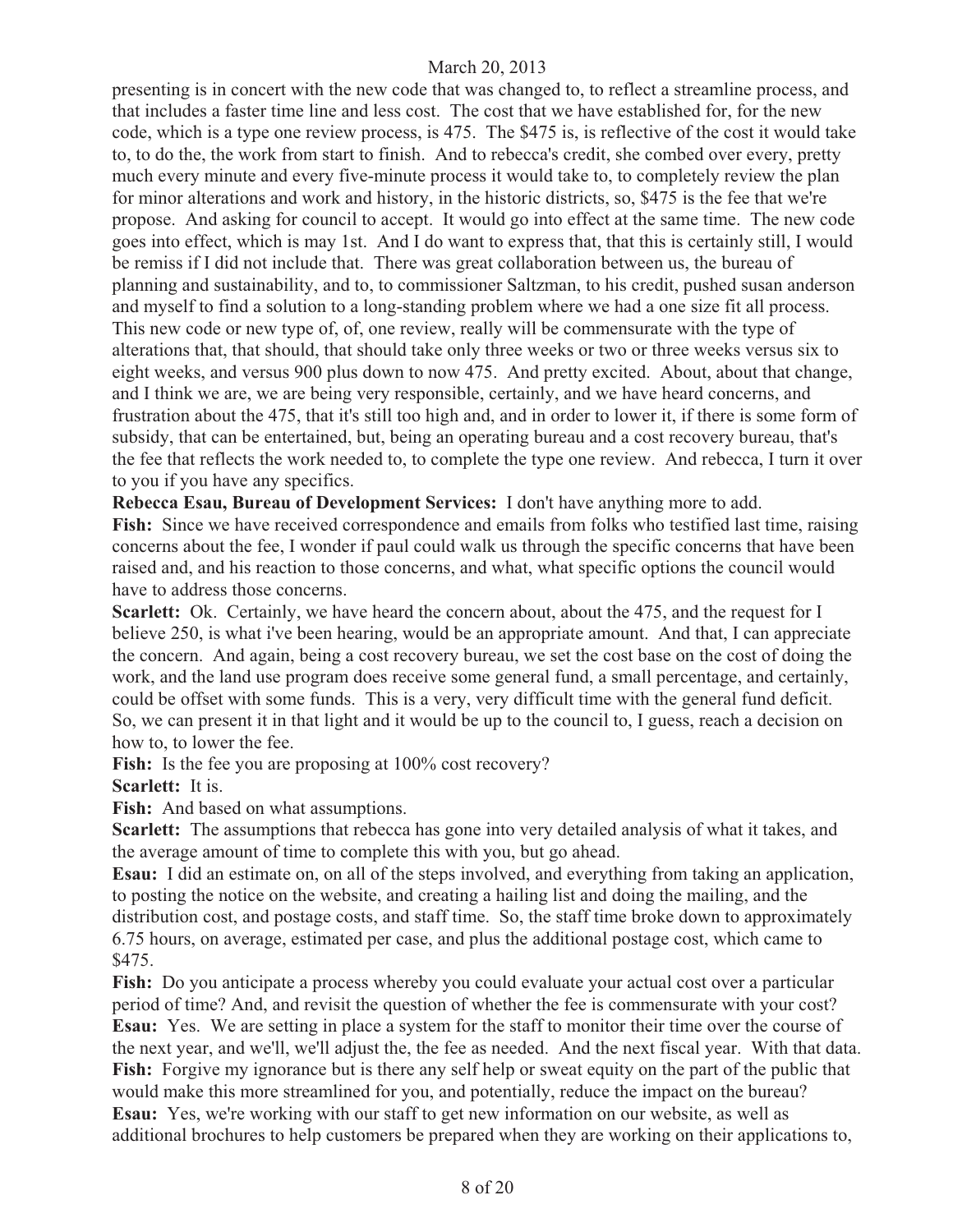presenting is in concert with the new code that was changed to, to reflect a streamline process, and that includes a faster time line and less cost. The cost that we have established for, for the new code, which is a type one review process, is 475. The $475 is, is reflective of the cost it would take to, to do the, the work from start to finish. And to rebecca's credit, she combed over every, pretty much every minute and every five-minute process it would take to, to completely review the plan for minor alterations and work and history, in the historic districts, so, $475 is the fee that we're propose. And asking for council to accept. It would go into effect at the same time. The new code goes into effect, which is may 1st. And I do want to express that, that this is certainly still, I would be remiss if I did not include that. There was great collaboration between us, the bureau of planning and sustainability, and to, to commissioner Saltzman, to his credit, pushed susan anderson and myself to find a solution to a long-standing problem where we had a one size fit all process. This new code or new type of, of, one review, really will be commensurate with the type of alterations that, that should, that should take only three weeks or two or three weeks versus six to eight weeks, and versus 900 plus down to now 475. And pretty excited. About, about that change, and I think we are, we are being very responsible, certainly, and we have heard concerns, and frustration about the 475, that it's still too high and, and in order to lower it, if there is some form of subsidy, that can be entertained, but, being an operating bureau and a cost recovery bureau, that's the fee that reflects the work needed to, to complete the type one review. And rebecca, I turn it over to you if you have any specifics.

**Rebecca Esau, Bureau of Development Services:** I don't have anything more to add.

**Fish:** Since we have received correspondence and emails from folks who testified last time, raising concerns about the fee, I wonder if paul could walk us through the specific concerns that have been raised and, and his reaction to those concerns, and what, what specific options the council would have to address those concerns.

**Scarlett:** Ok. Certainly, we have heard the concern about, about the 475, and the request for I believe 250, is what i've been hearing, would be an appropriate amount. And that, I can appreciate the concern. And again, being a cost recovery bureau, we set the cost base on the cost of doing the work, and the land use program does receive some general fund, a small percentage, and certainly, could be offset with some funds. This is a very, very difficult time with the general fund deficit. So, we can present it in that light and it would be up to the council to, I guess, reach a decision on how to, to lower the fee.

**Fish:** Is the fee you are proposing at 100% cost recovery?

**Scarlett:** It is.

**Fish:** And based on what assumptions.

**Scarlett:** The assumptions that rebecca has gone into very detailed analysis of what it takes, and the average amount of time to complete this with you, but go ahead.

**Esau:** I did an estimate on, on all of the steps involved, and everything from taking an application, to posting the notice on the website, and creating a hailing list and doing the mailing, and the distribution cost, and postage costs, and staff time. So, the staff time broke down to approximately 6.75 hours, on average, estimated per case, and plus the additional postage cost, which came to $475.

**Fish:** Do you anticipate a process whereby you could evaluate your actual cost over a particular period of time? And, and revisit the question of whether the fee is commensurate with your cost?

**Esau:** Yes. We are setting in place a system for the staff to monitor their time over the course of the next year, and we'll, we'll adjust the, the fee as needed. And the next fiscal year. With that data.

**Fish:** Forgive my ignorance but is there any self help or sweat equity on the part of the public that would make this more streamlined for you, and potentially, reduce the impact on the bureau?

**Esau:** Yes, we're working with our staff to get new information on our website, as well as additional brochures to help customers be prepared when they are working on their applications to,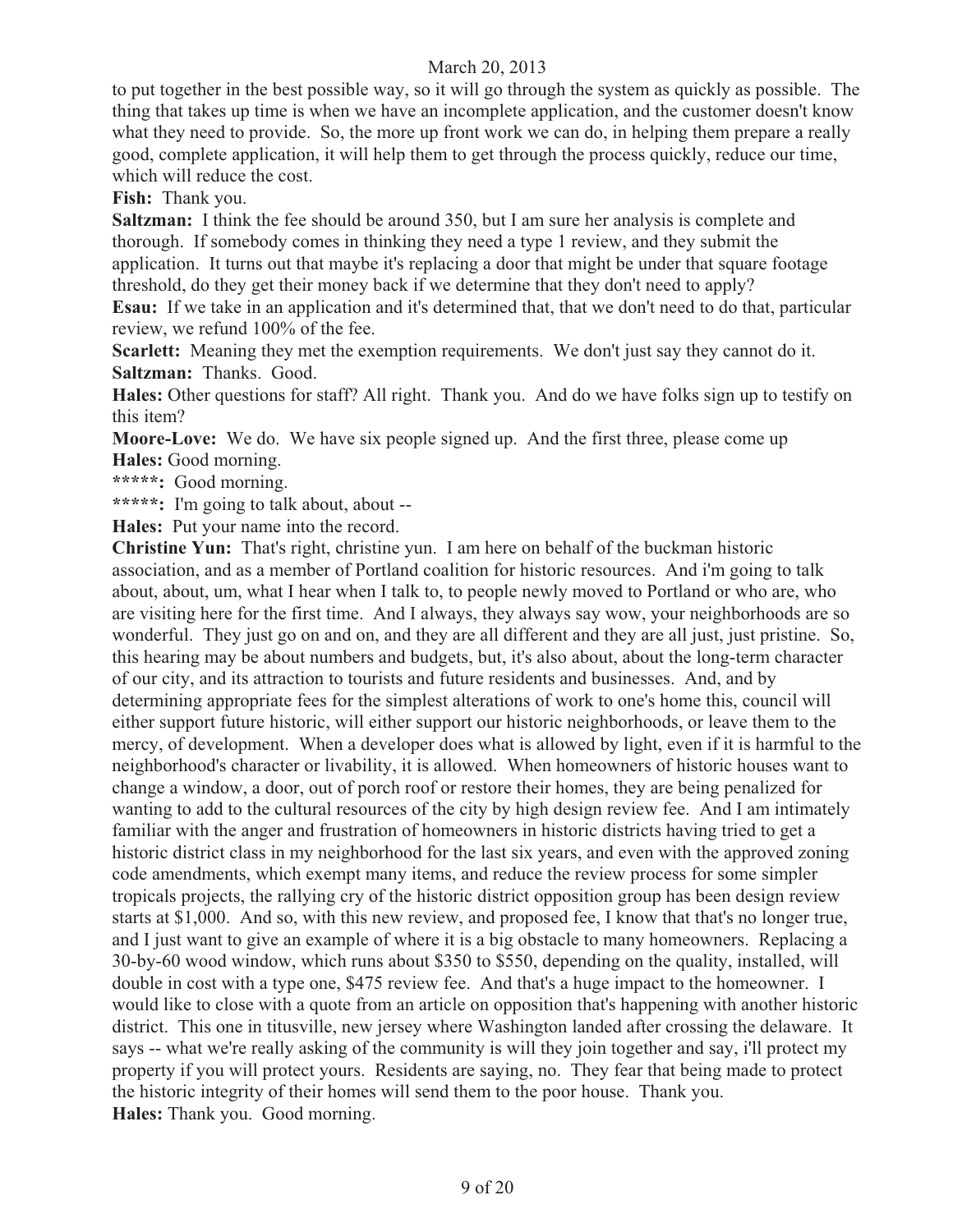to put together in the best possible way, so it will go through the system as quickly as possible. The thing that takes up time is when we have an incomplete application, and the customer doesn't know what they need to provide. So, the more up front work we can do, in helping them prepare a really good, complete application, it will help them to get through the process quickly, reduce our time, which will reduce the cost.

**Fish:** Thank you.

**Saltzman:** I think the fee should be around 350, but I am sure her analysis is complete and thorough. If somebody comes in thinking they need a type 1 review, and they submit the application. It turns out that maybe it's replacing a door that might be under that square footage threshold, do they get their money back if we determine that they don't need to apply?

**Esau:** If we take in an application and it's determined that, that we don't need to do that, particular review, we refund 100% of the fee.

**Scarlett:** Meaning they met the exemption requirements. We don't just say they cannot do it.

**Saltzman:** Thanks. Good.

**Hales:** Other questions for staff? All right. Thank you. And do we have folks sign up to testify on this item?

**Moore-Love:** We do. We have six people signed up. And the first three, please come up

**Hales:** Good morning.

**\*\*\*\*\*:** Good morning.

**\*\*\*\*\*:** I'm going to talk about, about --

**Hales:** Put your name into the record.

**Christine Yun:** That's right, christine yun. I am here on behalf of the buckman historic association, and as a member of Portland coalition for historic resources. And i'm going to talk about, about, um, what I hear when I talk to, to people newly moved to Portland or who are, who are visiting here for the first time. And I always, they always say wow, your neighborhoods are so wonderful. They just go on and on, and they are all different and they are all just, just pristine. So, this hearing may be about numbers and budgets, but, it's also about, about the long-term character of our city, and its attraction to tourists and future residents and businesses. And, and by determining appropriate fees for the simplest alterations of work to one's home this, council will either support future historic, will either support our historic neighborhoods, or leave them to the mercy, of development. When a developer does what is allowed by light, even if it is harmful to the neighborhood's character or livability, it is allowed. When homeowners of historic houses want to change a window, a door, out of porch roof or restore their homes, they are being penalized for wanting to add to the cultural resources of the city by high design review fee. And I am intimately familiar with the anger and frustration of homeowners in historic districts having tried to get a historic district class in my neighborhood for the last six years, and even with the approved zoning code amendments, which exempt many items, and reduce the review process for some simpler tropicals projects, the rallying cry of the historic district opposition group has been design review starts at $1,000. And so, with this new review, and proposed fee, I know that that's no longer true, and I just want to give an example of where it is a big obstacle to many homeowners. Replacing a 30-by-60 wood window, which runs about $350 to $550, depending on the quality, installed, will double in cost with a type one, $475 review fee. And that's a huge impact to the homeowner. I would like to close with a quote from an article on opposition that's happening with another historic district. This one in titusville, new jersey where Washington landed after crossing the delaware. It says -- what we're really asking of the community is will they join together and say, i'll protect my property if you will protect yours. Residents are saying, no. They fear that being made to protect the historic integrity of their homes will send them to the poor house. Thank you.

**Hales:** Thank you. Good morning.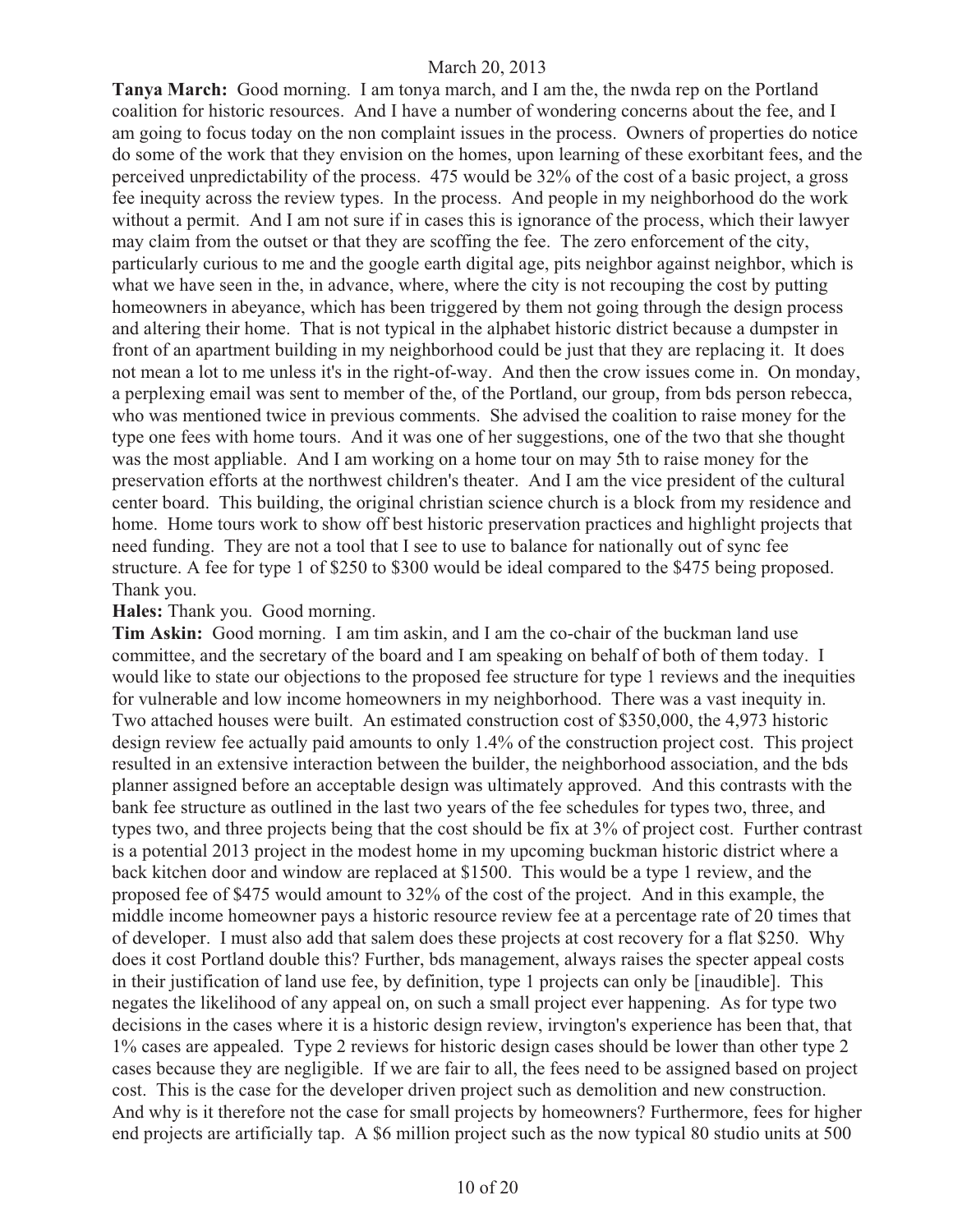**Tanya March:** Good morning. I am tonya march, and I am the, the nwda rep on the Portland coalition for historic resources. And I have a number of wondering concerns about the fee, and I am going to focus today on the non complaint issues in the process. Owners of properties do notice do some of the work that they envision on the homes, upon learning of these exorbitant fees, and the perceived unpredictability of the process. 475 would be 32% of the cost of a basic project, a gross fee inequity across the review types. In the process. And people in my neighborhood do the work without a permit. And I am not sure if in cases this is ignorance of the process, which their lawyer may claim from the outset or that they are scoffing the fee. The zero enforcement of the city, particularly curious to me and the google earth digital age, pits neighbor against neighbor, which is what we have seen in the, in advance, where, where the city is not recouping the cost by putting homeowners in abeyance, which has been triggered by them not going through the design process and altering their home. That is not typical in the alphabet historic district because a dumpster in front of an apartment building in my neighborhood could be just that they are replacing it. It does not mean a lot to me unless it's in the right-of-way. And then the crow issues come in. On monday, a perplexing email was sent to member of the, of the Portland, our group, from bds person rebecca, who was mentioned twice in previous comments. She advised the coalition to raise money for the type one fees with home tours. And it was one of her suggestions, one of the two that she thought was the most appliable. And I am working on a home tour on may 5th to raise money for the preservation efforts at the northwest children's theater. And I am the vice president of the cultural center board. This building, the original christian science church is a block from my residence and home. Home tours work to show off best historic preservation practices and highlight projects that need funding. They are not a tool that I see to use to balance for nationally out of sync fee structure. A fee for type 1 of $250 to $300 would be ideal compared to the $475 being proposed. Thank you.

**Hales:** Thank you. Good morning.

**Tim Askin:** Good morning. I am tim askin, and I am the co-chair of the buckman land use committee, and the secretary of the board and I am speaking on behalf of both of them today. I would like to state our objections to the proposed fee structure for type 1 reviews and the inequities for vulnerable and low income homeowners in my neighborhood. There was a vast inequity in. Two attached houses were built. An estimated construction cost of $350,000, the 4,973 historic design review fee actually paid amounts to only 1.4% of the construction project cost. This project resulted in an extensive interaction between the builder, the neighborhood association, and the bds planner assigned before an acceptable design was ultimately approved. And this contrasts with the bank fee structure as outlined in the last two years of the fee schedules for types two, three, and types two, and three projects being that the cost should be fix at 3% of project cost. Further contrast is a potential 2013 project in the modest home in my upcoming buckman historic district where a back kitchen door and window are replaced at $1500. This would be a type 1 review, and the proposed fee of $475 would amount to 32% of the cost of the project. And in this example, the middle income homeowner pays a historic resource review fee at a percentage rate of 20 times that of developer. I must also add that salem does these projects at cost recovery for a flat $250. Why does it cost Portland double this? Further, bds management, always raises the specter appeal costs in their justification of land use fee, by definition, type 1 projects can only be [inaudible]. This negates the likelihood of any appeal on, on such a small project ever happening. As for type two decisions in the cases where it is a historic design review, irvington's experience has been that, that 1% cases are appealed. Type 2 reviews for historic design cases should be lower than other type 2 cases because they are negligible. If we are fair to all, the fees need to be assigned based on project cost. This is the case for the developer driven project such as demolition and new construction. And why is it therefore not the case for small projects by homeowners? Furthermore, fees for higher end projects are artificially tap. A $6 million project such as the now typical 80 studio units at 500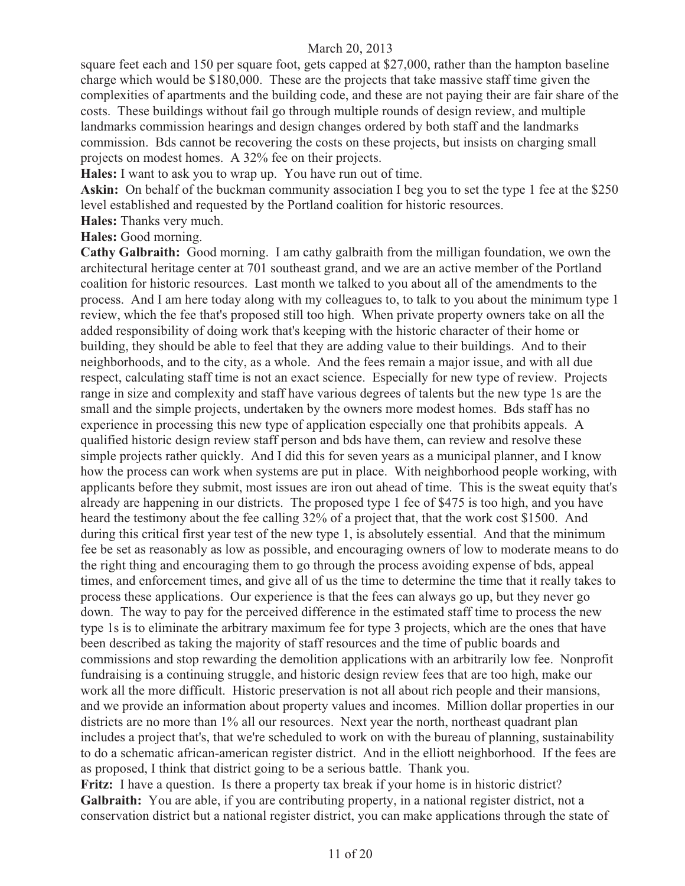square feet each and 150 per square foot, gets capped at $27,000, rather than the hampton baseline charge which would be $180,000. These are the projects that take massive staff time given the complexities of apartments and the building code, and these are not paying their are fair share of the costs. These buildings without fail go through multiple rounds of design review, and multiple landmarks commission hearings and design changes ordered by both staff and the landmarks commission. Bds cannot be recovering the costs on these projects, but insists on charging small projects on modest homes. A 32% fee on their projects.

**Hales:** I want to ask you to wrap up. You have run out of time.

**Askin:** On behalf of the buckman community association I beg you to set the type 1 fee at the $250 level established and requested by the Portland coalition for historic resources.

**Hales:** Thanks very much.

**Hales:** Good morning.

**Cathy Galbraith:** Good morning. I am cathy galbraith from the milligan foundation, we own the architectural heritage center at 701 southeast grand, and we are an active member of the Portland coalition for historic resources. Last month we talked to you about all of the amendments to the process. And I am here today along with my colleagues to, to talk to you about the minimum type 1 review, which the fee that's proposed still too high. When private property owners take on all the added responsibility of doing work that's keeping with the historic character of their home or building, they should be able to feel that they are adding value to their buildings. And to their neighborhoods, and to the city, as a whole. And the fees remain a major issue, and with all due respect, calculating staff time is not an exact science. Especially for new type of review. Projects range in size and complexity and staff have various degrees of talents but the new type 1s are the small and the simple projects, undertaken by the owners more modest homes. Bds staff has no experience in processing this new type of application especially one that prohibits appeals. A qualified historic design review staff person and bds have them, can review and resolve these simple projects rather quickly. And I did this for seven years as a municipal planner, and I know how the process can work when systems are put in place. With neighborhood people working, with applicants before they submit, most issues are iron out ahead of time. This is the sweat equity that's already are happening in our districts. The proposed type 1 fee of $475 is too high, and you have heard the testimony about the fee calling 32% of a project that, that the work cost $1500. And during this critical first year test of the new type 1, is absolutely essential. And that the minimum fee be set as reasonably as low as possible, and encouraging owners of low to moderate means to do the right thing and encouraging them to go through the process avoiding expense of bds, appeal times, and enforcement times, and give all of us the time to determine the time that it really takes to process these applications. Our experience is that the fees can always go up, but they never go down. The way to pay for the perceived difference in the estimated staff time to process the new type 1s is to eliminate the arbitrary maximum fee for type 3 projects, which are the ones that have been described as taking the majority of staff resources and the time of public boards and commissions and stop rewarding the demolition applications with an arbitrarily low fee. Nonprofit fundraising is a continuing struggle, and historic design review fees that are too high, make our work all the more difficult. Historic preservation is not all about rich people and their mansions, and we provide an information about property values and incomes. Million dollar properties in our districts are no more than 1% all our resources. Next year the north, northeast quadrant plan includes a project that's, that we're scheduled to work on with the bureau of planning, sustainability to do a schematic african-american register district. And in the elliott neighborhood. If the fees are as proposed, I think that district going to be a serious battle. Thank you.

**Fritz:** I have a question. Is there a property tax break if your home is in historic district?

**Galbraith:** You are able, if you are contributing property, in a national register district, not a conservation district but a national register district, you can make applications through the state of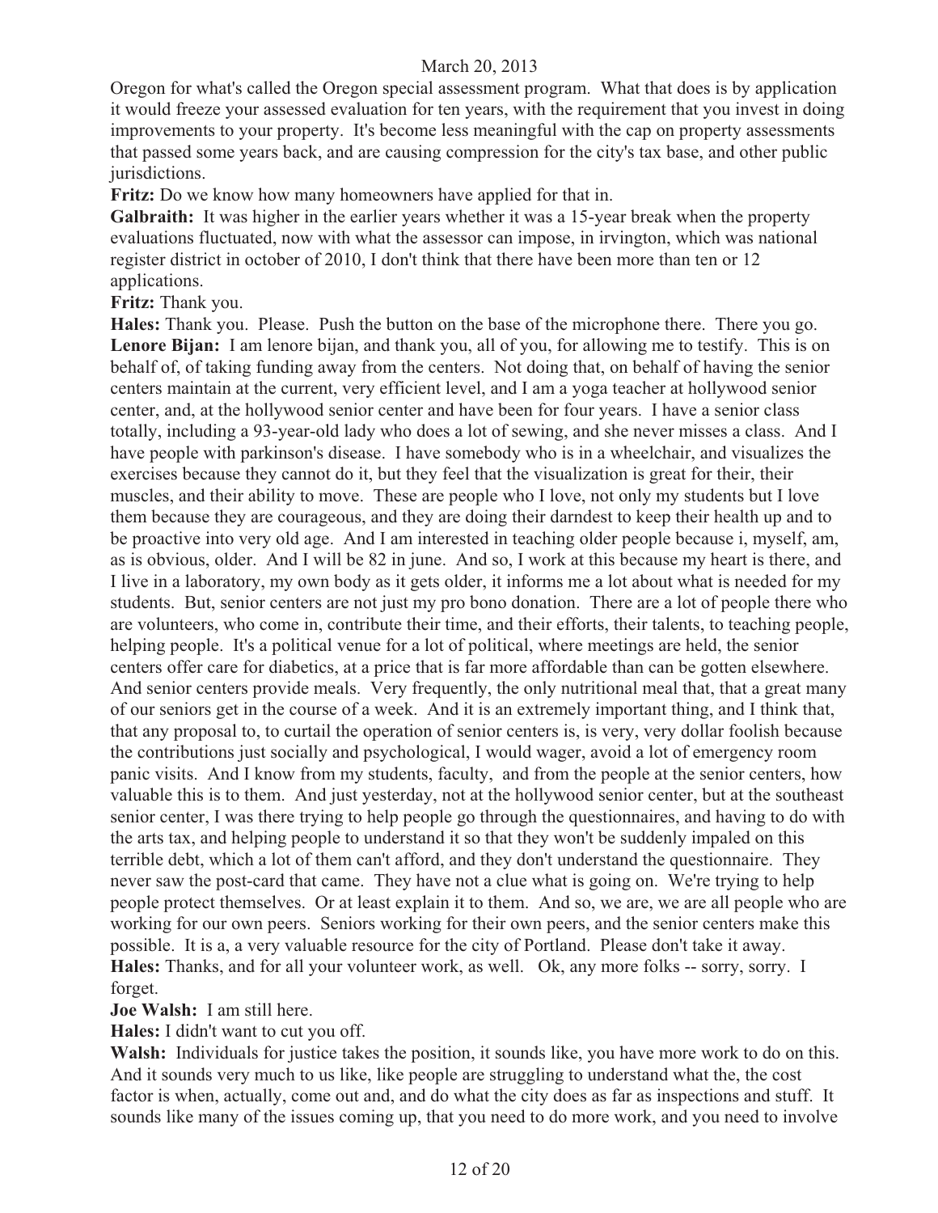Oregon for what's called the Oregon special assessment program. What that does is by application it would freeze your assessed evaluation for ten years, with the requirement that you invest in doing improvements to your property. It's become less meaningful with the cap on property assessments that passed some years back, and are causing compression for the city's tax base, and other public jurisdictions.

**Fritz:** Do we know how many homeowners have applied for that in.

**Galbraith:** It was higher in the earlier years whether it was a 15-year break when the property evaluations fluctuated, now with what the assessor can impose, in irvington, which was national register district in october of 2010, I don't think that there have been more than ten or 12 applications.

**Fritz:** Thank you.

**Hales:** Thank you. Please. Push the button on the base of the microphone there. There you go.

**Lenore Bijan:** I am lenore bijan, and thank you, all of you, for allowing me to testify. This is on behalf of, of taking funding away from the centers. Not doing that, on behalf of having the senior centers maintain at the current, very efficient level, and I am a yoga teacher at hollywood senior center, and, at the hollywood senior center and have been for four years. I have a senior class totally, including a 93-year-old lady who does a lot of sewing, and she never misses a class. And I have people with parkinson's disease. I have somebody who is in a wheelchair, and visualizes the exercises because they cannot do it, but they feel that the visualization is great for their, their muscles, and their ability to move. These are people who I love, not only my students but I love them because they are courageous, and they are doing their darndest to keep their health up and to be proactive into very old age. And I am interested in teaching older people because i, myself, am, as is obvious, older. And I will be 82 in june. And so, I work at this because my heart is there, and I live in a laboratory, my own body as it gets older, it informs me a lot about what is needed for my students. But, senior centers are not just my pro bono donation. There are a lot of people there who are volunteers, who come in, contribute their time, and their efforts, their talents, to teaching people, helping people. It's a political venue for a lot of political, where meetings are held, the senior centers offer care for diabetics, at a price that is far more affordable than can be gotten elsewhere. And senior centers provide meals. Very frequently, the only nutritional meal that, that a great many of our seniors get in the course of a week. And it is an extremely important thing, and I think that, that any proposal to, to curtail the operation of senior centers is, is very, very dollar foolish because the contributions just socially and psychological, I would wager, avoid a lot of emergency room panic visits. And I know from my students, faculty, and from the people at the senior centers, how valuable this is to them. And just yesterday, not at the hollywood senior center, but at the southeast senior center, I was there trying to help people go through the questionnaires, and having to do with the arts tax, and helping people to understand it so that they won't be suddenly impaled on this terrible debt, which a lot of them can't afford, and they don't understand the questionnaire. They never saw the post-card that came. They have not a clue what is going on. We're trying to help people protect themselves. Or at least explain it to them. And so, we are, we are all people who are working for our own peers. Seniors working for their own peers, and the senior centers make this possible. It is a, a very valuable resource for the city of Portland. Please don't take it away.

**Hales:** Thanks, and for all your volunteer work, as well. Ok, any more folks -- sorry, sorry. I forget.

**Joe Walsh:** I am still here.

**Hales:** I didn't want to cut you off.

**Walsh:** Individuals for justice takes the position, it sounds like, you have more work to do on this. And it sounds very much to us like, like people are struggling to understand what the, the cost factor is when, actually, come out and, and do what the city does as far as inspections and stuff. It sounds like many of the issues coming up, that you need to do more work, and you need to involve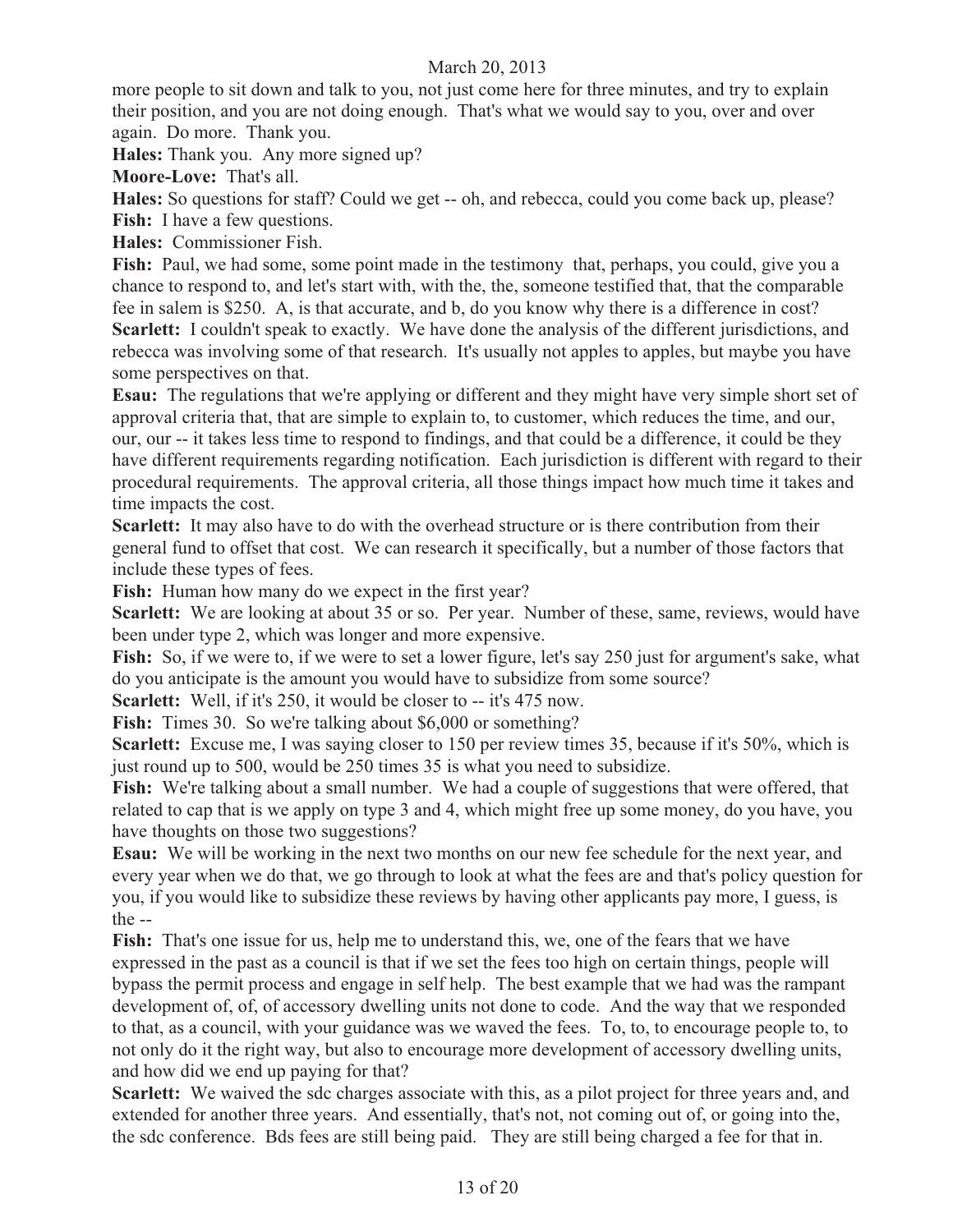more people to sit down and talk to you, not just come here for three minutes, and try to explain their position, and you are not doing enough. That's what we would say to you, over and over again. Do more. Thank you.

**Hales:** Thank you. Any more signed up?

**Moore-Love:** That's all.

**Hales:** So questions for staff? Could we get -- oh, and rebecca, could you come back up, please?

**Fish:** I have a few questions.

**Hales:** Commissioner Fish.

**Fish:** Paul, we had some, some point made in the testimony that, perhaps, you could, give you a chance to respond to, and let's start with, with the, the, someone testified that, that the comparable fee in salem is $250. A, is that accurate, and b, do you know why there is a difference in cost?

**Scarlett:** I couldn't speak to exactly. We have done the analysis of the different jurisdictions, and rebecca was involving some of that research. It's usually not apples to apples, but maybe you have some perspectives on that.

**Esau:** The regulations that we're applying or different and they might have very simple short set of approval criteria that, that are simple to explain to, to customer, which reduces the time, and our, our, our -- it takes less time to respond to findings, and that could be a difference, it could be they have different requirements regarding notification. Each jurisdiction is different with regard to their procedural requirements. The approval criteria, all those things impact how much time it takes and time impacts the cost.

**Scarlett:** It may also have to do with the overhead structure or is there contribution from their general fund to offset that cost. We can research it specifically, but a number of those factors that include these types of fees.

**Fish:** Human how many do we expect in the first year?

**Scarlett:** We are looking at about 35 or so. Per year. Number of these, same, reviews, would have been under type 2, which was longer and more expensive.

**Fish:** So, if we were to, if we were to set a lower figure, let's say 250 just for argument's sake, what do you anticipate is the amount you would have to subsidize from some source?

**Scarlett:** Well, if it's 250, it would be closer to -- it's 475 now.

**Fish:** Times 30. So we're talking about $6,000 or something?

**Scarlett:** Excuse me, I was saying closer to 150 per review times 35, because if it's 50%, which is just round up to 500, would be 250 times 35 is what you need to subsidize.

**Fish:** We're talking about a small number. We had a couple of suggestions that were offered, that related to cap that is we apply on type 3 and 4, which might free up some money, do you have, you have thoughts on those two suggestions?

**Esau:** We will be working in the next two months on our new fee schedule for the next year, and every year when we do that, we go through to look at what the fees are and that's policy question for you, if you would like to subsidize these reviews by having other applicants pay more, I guess, is the --

**Fish:** That's one issue for us, help me to understand this, we, one of the fears that we have expressed in the past as a council is that if we set the fees too high on certain things, people will bypass the permit process and engage in self help. The best example that we had was the rampant development of, of, of accessory dwelling units not done to code. And the way that we responded to that, as a council, with your guidance was we waved the fees. To, to, to encourage people to, to not only do it the right way, but also to encourage more development of accessory dwelling units, and how did we end up paying for that?

**Scarlett:** We waived the sdc charges associate with this, as a pilot project for three years and, and extended for another three years. And essentially, that's not, not coming out of, or going into the, the sdc conference. Bds fees are still being paid. They are still being charged a fee for that in.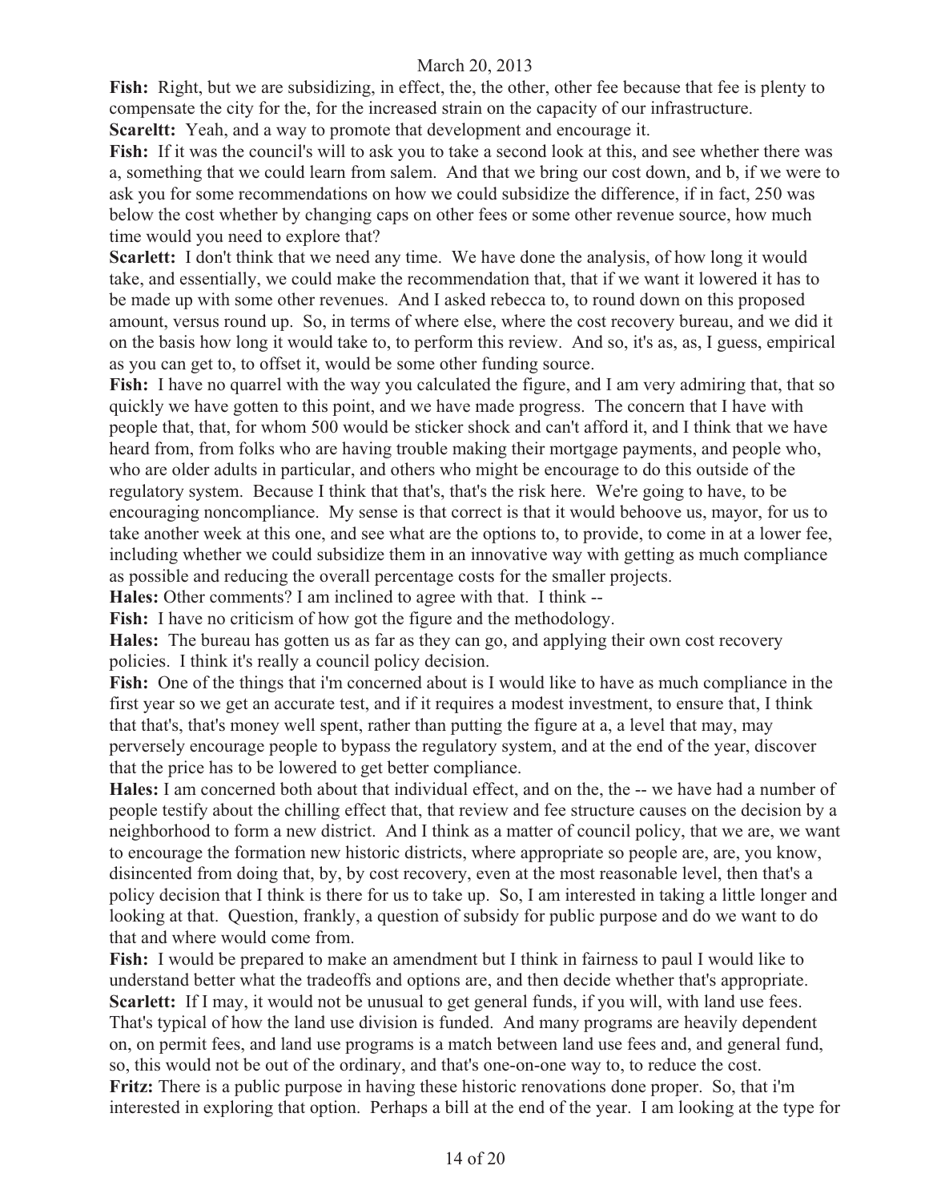**Fish:** Right, but we are subsidizing, in effect, the, the other, other fee because that fee is plenty to compensate the city for the, for the increased strain on the capacity of our infrastructure.

**Scareltt:** Yeah, and a way to promote that development and encourage it.

**Fish:** If it was the council's will to ask you to take a second look at this, and see whether there was a, something that we could learn from salem. And that we bring our cost down, and b, if we were to ask you for some recommendations on how we could subsidize the difference, if in fact, 250 was below the cost whether by changing caps on other fees or some other revenue source, how much time would you need to explore that?

**Scarlett:** I don't think that we need any time. We have done the analysis, of how long it would take, and essentially, we could make the recommendation that, that if we want it lowered it has to be made up with some other revenues. And I asked rebecca to, to round down on this proposed amount, versus round up. So, in terms of where else, where the cost recovery bureau, and we did it on the basis how long it would take to, to perform this review. And so, it's as, as, I guess, empirical as you can get to, to offset it, would be some other funding source.

**Fish:** I have no quarrel with the way you calculated the figure, and I am very admiring that, that so quickly we have gotten to this point, and we have made progress. The concern that I have with people that, that, for whom 500 would be sticker shock and can't afford it, and I think that we have heard from, from folks who are having trouble making their mortgage payments, and people who, who are older adults in particular, and others who might be encourage to do this outside of the regulatory system. Because I think that that's, that's the risk here. We're going to have, to be encouraging noncompliance. My sense is that correct is that it would behoove us, mayor, for us to take another week at this one, and see what are the options to, to provide, to come in at a lower fee, including whether we could subsidize them in an innovative way with getting as much compliance as possible and reducing the overall percentage costs for the smaller projects.

**Hales:** Other comments? I am inclined to agree with that. I think --

**Fish:** I have no criticism of how got the figure and the methodology.

**Hales:** The bureau has gotten us as far as they can go, and applying their own cost recovery policies. I think it's really a council policy decision.

**Fish:** One of the things that i'm concerned about is I would like to have as much compliance in the first year so we get an accurate test, and if it requires a modest investment, to ensure that, I think that that's, that's money well spent, rather than putting the figure at a, a level that may, may perversely encourage people to bypass the regulatory system, and at the end of the year, discover that the price has to be lowered to get better compliance.

**Hales:** I am concerned both about that individual effect, and on the, the -- we have had a number of people testify about the chilling effect that, that review and fee structure causes on the decision by a neighborhood to form a new district. And I think as a matter of council policy, that we are, we want to encourage the formation new historic districts, where appropriate so people are, are, you know, disincented from doing that, by, by cost recovery, even at the most reasonable level, then that's a policy decision that I think is there for us to take up. So, I am interested in taking a little longer and looking at that. Question, frankly, a question of subsidy for public purpose and do we want to do that and where would come from.

**Fish:** I would be prepared to make an amendment but I think in fairness to paul I would like to understand better what the tradeoffs and options are, and then decide whether that's appropriate.

**Scarlett:** If I may, it would not be unusual to get general funds, if you will, with land use fees. That's typical of how the land use division is funded. And many programs are heavily dependent on, on permit fees, and land use programs is a match between land use fees and, and general fund, so, this would not be out of the ordinary, and that's one-on-one way to, to reduce the cost.

**Fritz:** There is a public purpose in having these historic renovations done proper. So, that i'm interested in exploring that option. Perhaps a bill at the end of the year. I am looking at the type for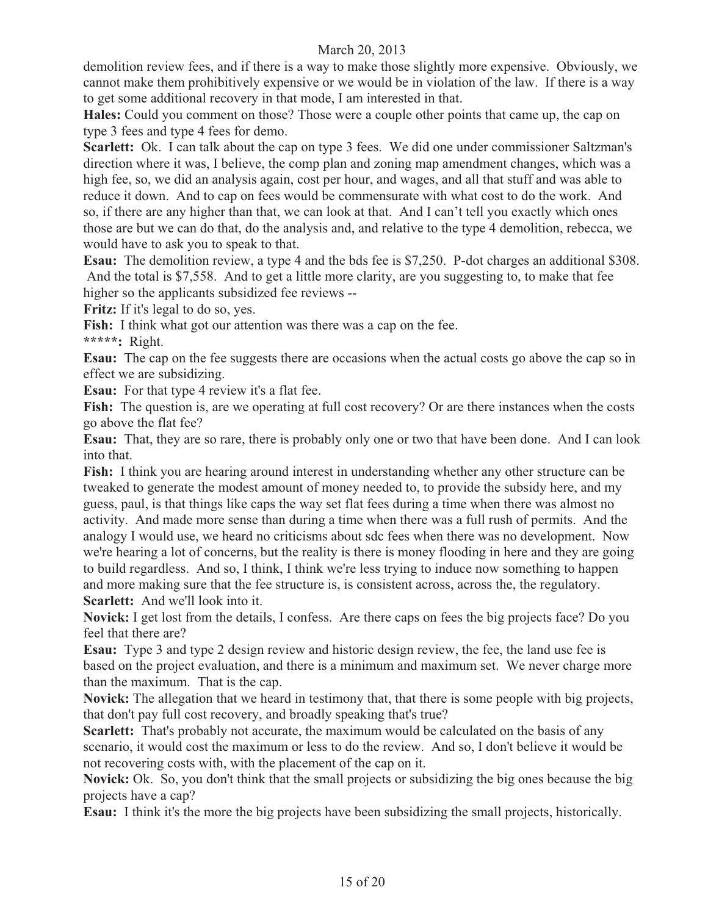demolition review fees, and if there is a way to make those slightly more expensive. Obviously, we cannot make them prohibitively expensive or we would be in violation of the law. If there is a way to get some additional recovery in that mode, I am interested in that.

**Hales:** Could you comment on those? Those were a couple other points that came up, the cap on type 3 fees and type 4 fees for demo.

**Scarlett:** Ok. I can talk about the cap on type 3 fees. We did one under commissioner Saltzman's direction where it was, I believe, the comp plan and zoning map amendment changes, which was a high fee, so, we did an analysis again, cost per hour, and wages, and all that stuff and was able to reduce it down. And to cap on fees would be commensurate with what cost to do the work. And so, if there are any higher than that, we can look at that. And I can't tell you exactly which ones those are but we can do that, do the analysis and, and relative to the type 4 demolition, rebecca, we would have to ask you to speak to that.

**Esau:** The demolition review, a type 4 and the bds fee is $7,250. P-dot charges an additional $308. And the total is $7,558. And to get a little more clarity, are you suggesting to, to make that fee higher so the applicants subsidized fee reviews --

**Fritz:** If it's legal to do so, yes.

**Fish:** I think what got our attention was there was a cap on the fee.

**\*\*\*\*\*:** Right.

**Esau:** The cap on the fee suggests there are occasions when the actual costs go above the cap so in effect we are subsidizing.

**Esau:** For that type 4 review it's a flat fee.

**Fish:** The question is, are we operating at full cost recovery? Or are there instances when the costs go above the flat fee?

**Esau:** That, they are so rare, there is probably only one or two that have been done. And I can look into that.

**Fish:** I think you are hearing around interest in understanding whether any other structure can be tweaked to generate the modest amount of money needed to, to provide the subsidy here, and my guess, paul, is that things like caps the way set flat fees during a time when there was almost no activity. And made more sense than during a time when there was a full rush of permits. And the analogy I would use, we heard no criticisms about sdc fees when there was no development. Now we're hearing a lot of concerns, but the reality is there is money flooding in here and they are going to build regardless. And so, I think, I think we're less trying to induce now something to happen and more making sure that the fee structure is, is consistent across, across the, the regulatory.

**Scarlett:** And we'll look into it.

**Novick:** I get lost from the details, I confess. Are there caps on fees the big projects face? Do you feel that there are?

**Esau:** Type 3 and type 2 design review and historic design review, the fee, the land use fee is based on the project evaluation, and there is a minimum and maximum set. We never charge more than the maximum. That is the cap.

**Novick:** The allegation that we heard in testimony that, that there is some people with big projects, that don't pay full cost recovery, and broadly speaking that's true?

**Scarlett:** That's probably not accurate, the maximum would be calculated on the basis of any scenario, it would cost the maximum or less to do the review. And so, I don't believe it would be not recovering costs with, with the placement of the cap on it.

**Novick:** Ok. So, you don't think that the small projects or subsidizing the big ones because the big projects have a cap?

**Esau:** I think it's the more the big projects have been subsidizing the small projects, historically.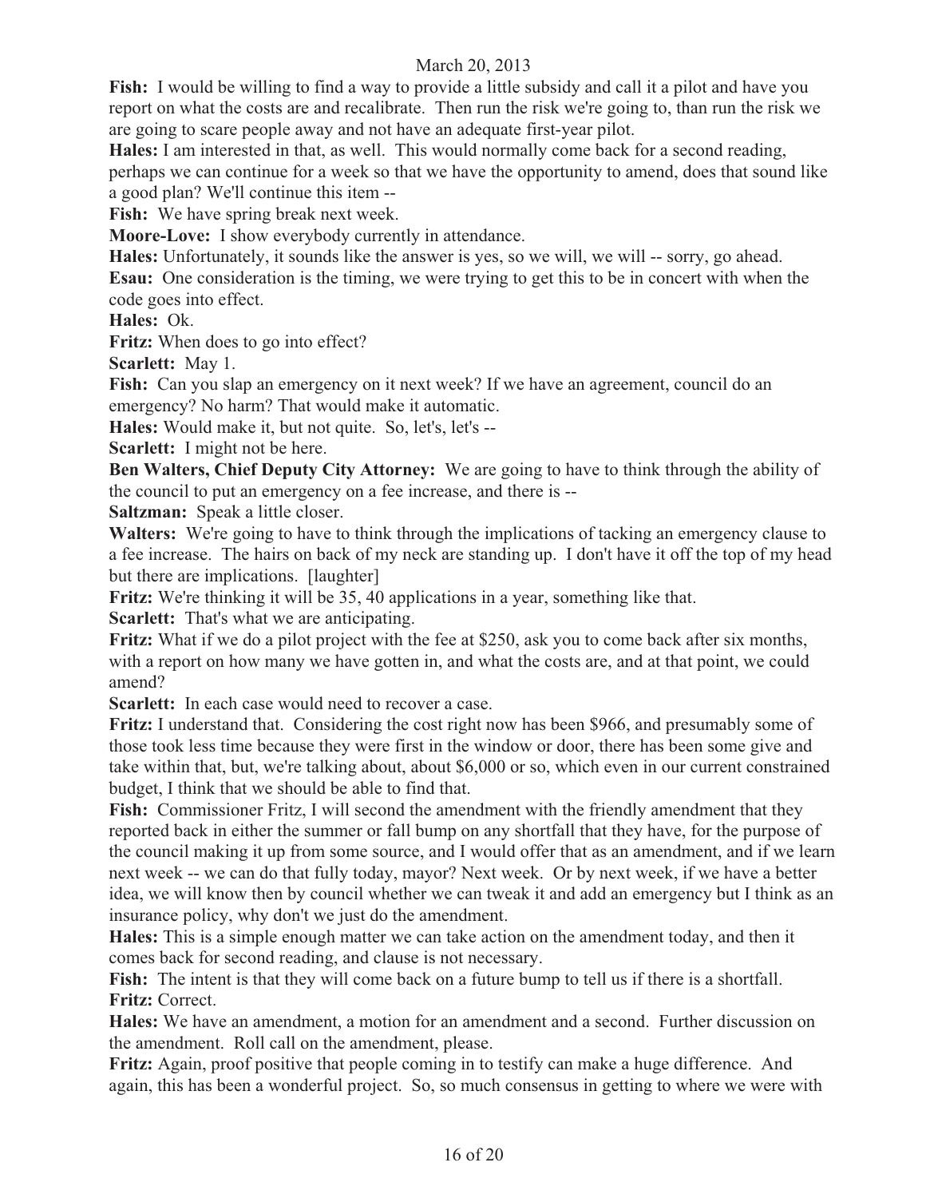**Fish:** I would be willing to find a way to provide a little subsidy and call it a pilot and have you report on what the costs are and recalibrate. Then run the risk we're going to, than run the risk we are going to scare people away and not have an adequate first-year pilot.

**Hales:** I am interested in that, as well. This would normally come back for a second reading, perhaps we can continue for a week so that we have the opportunity to amend, does that sound like a good plan? We'll continue this item --

**Fish:** We have spring break next week.

**Moore-Love:** I show everybody currently in attendance.

**Hales:** Unfortunately, it sounds like the answer is yes, so we will, we will -- sorry, go ahead.

**Esau:** One consideration is the timing, we were trying to get this to be in concert with when the code goes into effect.

**Hales:** Ok.

**Fritz:** When does to go into effect?

**Scarlett:** May 1.

**Fish:** Can you slap an emergency on it next week? If we have an agreement, council do an emergency? No harm? That would make it automatic.

**Hales:** Would make it, but not quite. So, let's, let's --

**Scarlett:** I might not be here.

**Ben Walters, Chief Deputy City Attorney:** We are going to have to think through the ability of the council to put an emergency on a fee increase, and there is --

**Saltzman:** Speak a little closer.

**Walters:** We're going to have to think through the implications of tacking an emergency clause to a fee increase. The hairs on back of my neck are standing up. I don't have it off the top of my head but there are implications. [laughter]

**Fritz:** We're thinking it will be 35, 40 applications in a year, something like that.

**Scarlett:** That's what we are anticipating.

**Fritz:** What if we do a pilot project with the fee at $250, ask you to come back after six months, with a report on how many we have gotten in, and what the costs are, and at that point, we could amend?

**Scarlett:** In each case would need to recover a case.

**Fritz:** I understand that. Considering the cost right now has been $966, and presumably some of those took less time because they were first in the window or door, there has been some give and take within that, but, we're talking about, about $6,000 or so, which even in our current constrained budget, I think that we should be able to find that.

**Fish:** Commissioner Fritz, I will second the amendment with the friendly amendment that they reported back in either the summer or fall bump on any shortfall that they have, for the purpose of the council making it up from some source, and I would offer that as an amendment, and if we learn next week -- we can do that fully today, mayor? Next week. Or by next week, if we have a better idea, we will know then by council whether we can tweak it and add an emergency but I think as an insurance policy, why don't we just do the amendment.

**Hales:** This is a simple enough matter we can take action on the amendment today, and then it comes back for second reading, and clause is not necessary.

**Fish:** The intent is that they will come back on a future bump to tell us if there is a shortfall.

**Fritz:** Correct.

**Hales:** We have an amendment, a motion for an amendment and a second. Further discussion on the amendment. Roll call on the amendment, please.

**Fritz:** Again, proof positive that people coming in to testify can make a huge difference. And again, this has been a wonderful project. So, so much consensus in getting to where we were with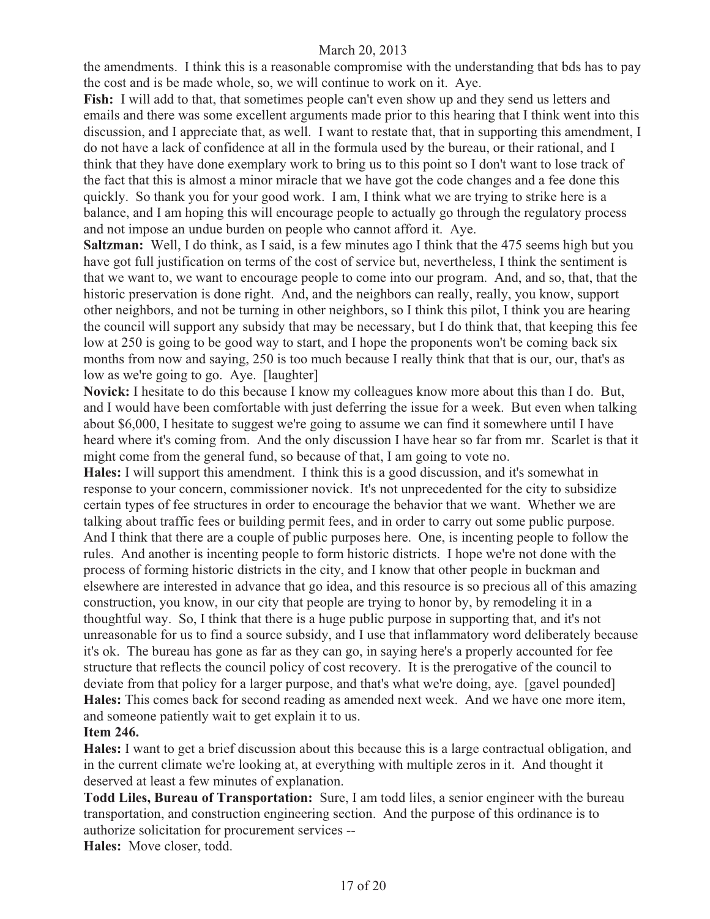the amendments. I think this is a reasonable compromise with the understanding that bds has to pay the cost and is be made whole, so, we will continue to work on it. Aye.

**Fish:** I will add to that, that sometimes people can't even show up and they send us letters and emails and there was some excellent arguments made prior to this hearing that I think went into this discussion, and I appreciate that, as well. I want to restate that, that in supporting this amendment, I do not have a lack of confidence at all in the formula used by the bureau, or their rational, and I think that they have done exemplary work to bring us to this point so I don't want to lose track of the fact that this is almost a minor miracle that we have got the code changes and a fee done this quickly. So thank you for your good work. I am, I think what we are trying to strike here is a balance, and I am hoping this will encourage people to actually go through the regulatory process and not impose an undue burden on people who cannot afford it. Aye.

**Saltzman:** Well, I do think, as I said, is a few minutes ago I think that the 475 seems high but you have got full justification on terms of the cost of service but, nevertheless, I think the sentiment is that we want to, we want to encourage people to come into our program. And, and so, that, that the historic preservation is done right. And, and the neighbors can really, really, you know, support other neighbors, and not be turning in other neighbors, so I think this pilot, I think you are hearing the council will support any subsidy that may be necessary, but I do think that, that keeping this fee low at 250 is going to be good way to start, and I hope the proponents won't be coming back six months from now and saying, 250 is too much because I really think that that is our, our, that's as low as we're going to go. Aye. [laughter]

**Novick:** I hesitate to do this because I know my colleagues know more about this than I do. But, and I would have been comfortable with just deferring the issue for a week. But even when talking about $6,000, I hesitate to suggest we're going to assume we can find it somewhere until I have heard where it's coming from. And the only discussion I have hear so far from mr. Scarlet is that it might come from the general fund, so because of that, I am going to vote no.

**Hales:** I will support this amendment. I think this is a good discussion, and it's somewhat in response to your concern, commissioner novick. It's not unprecedented for the city to subsidize certain types of fee structures in order to encourage the behavior that we want. Whether we are talking about traffic fees or building permit fees, and in order to carry out some public purpose. And I think that there are a couple of public purposes here. One, is incenting people to follow the rules. And another is incenting people to form historic districts. I hope we're not done with the process of forming historic districts in the city, and I know that other people in buckman and elsewhere are interested in advance that go idea, and this resource is so precious all of this amazing construction, you know, in our city that people are trying to honor by, by remodeling it in a thoughtful way. So, I think that there is a huge public purpose in supporting that, and it's not unreasonable for us to find a source subsidy, and I use that inflammatory word deliberately because it's ok. The bureau has gone as far as they can go, in saying here's a properly accounted for fee structure that reflects the council policy of cost recovery. It is the prerogative of the council to deviate from that policy for a larger purpose, and that's what we're doing, aye. [gavel pounded]

**Hales:** This comes back for second reading as amended next week. And we have one more item, and someone patiently wait to get explain it to us.

**Item 246.**

**Hales:** I want to get a brief discussion about this because this is a large contractual obligation, and in the current climate we're looking at, at everything with multiple zeros in it. And thought it deserved at least a few minutes of explanation.

**Todd Liles, Bureau of Transportation:** Sure, I am todd liles, a senior engineer with the bureau transportation, and construction engineering section. And the purpose of this ordinance is to authorize solicitation for procurement services --

**Hales:** Move closer, todd.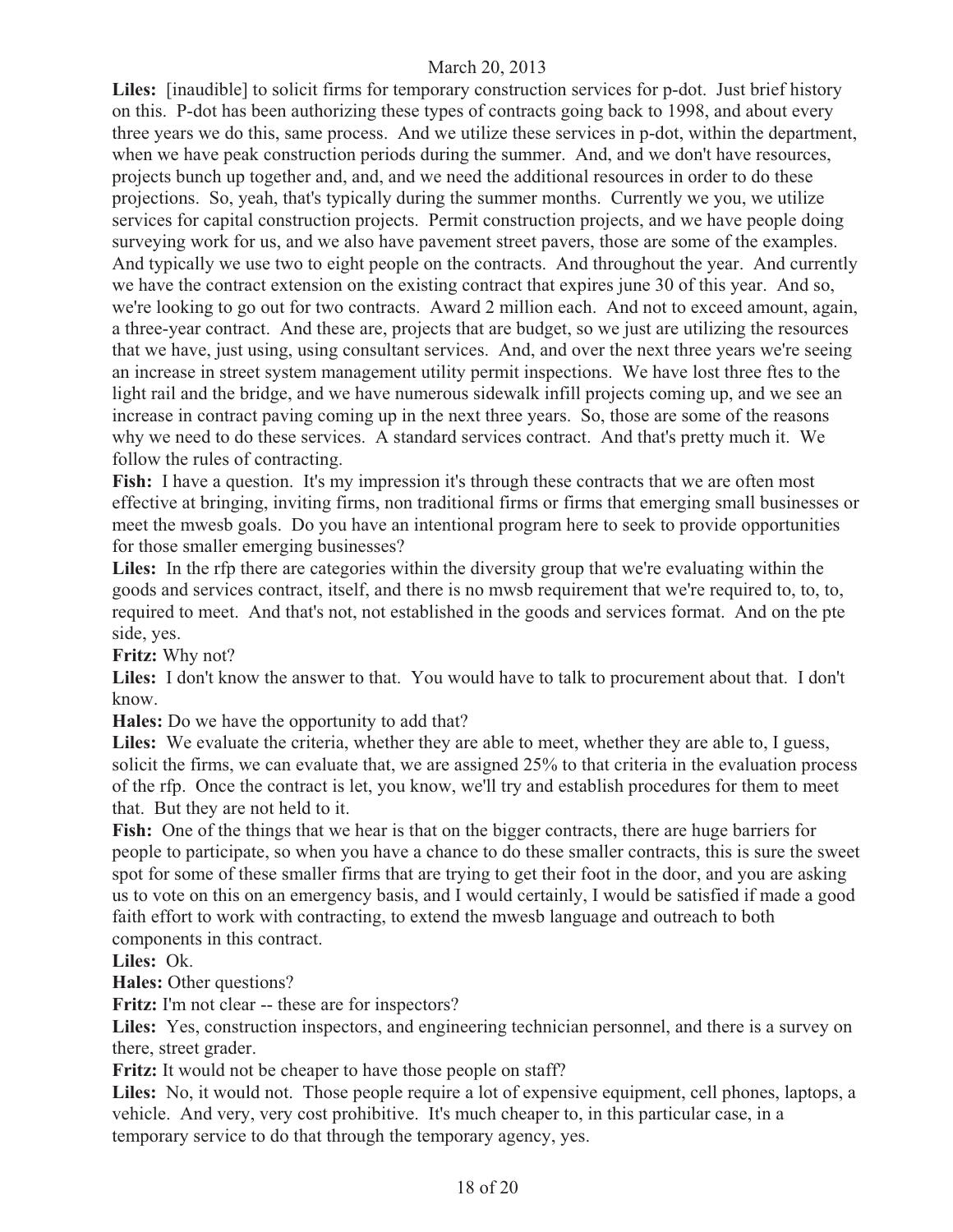**Liles:** [inaudible] to solicit firms for temporary construction services for p-dot. Just brief history on this. P-dot has been authorizing these types of contracts going back to 1998, and about every three years we do this, same process. And we utilize these services in p-dot, within the department, when we have peak construction periods during the summer. And, and we don't have resources, projects bunch up together and, and, and we need the additional resources in order to do these projections. So, yeah, that's typically during the summer months. Currently we you, we utilize services for capital construction projects. Permit construction projects, and we have people doing surveying work for us, and we also have pavement street pavers, those are some of the examples. And typically we use two to eight people on the contracts. And throughout the year. And currently we have the contract extension on the existing contract that expires june 30 of this year. And so, we're looking to go out for two contracts. Award 2 million each. And not to exceed amount, again, a three-year contract. And these are, projects that are budget, so we just are utilizing the resources that we have, just using, using consultant services. And, and over the next three years we're seeing an increase in street system management utility permit inspections. We have lost three ftes to the light rail and the bridge, and we have numerous sidewalk infill projects coming up, and we see an increase in contract paving coming up in the next three years. So, those are some of the reasons why we need to do these services. A standard services contract. And that's pretty much it. We follow the rules of contracting.

**Fish:** I have a question. It's my impression it's through these contracts that we are often most effective at bringing, inviting firms, non traditional firms or firms that emerging small businesses or meet the mwesb goals. Do you have an intentional program here to seek to provide opportunities for those smaller emerging businesses?

**Liles:** In the rfp there are categories within the diversity group that we're evaluating within the goods and services contract, itself, and there is no mwsb requirement that we're required to, to, to, required to meet. And that's not, not established in the goods and services format. And on the pte side, yes.

**Fritz:** Why not?

**Liles:** I don't know the answer to that. You would have to talk to procurement about that. I don't know.

**Hales:** Do we have the opportunity to add that?

**Liles:** We evaluate the criteria, whether they are able to meet, whether they are able to, I guess, solicit the firms, we can evaluate that, we are assigned 25% to that criteria in the evaluation process of the rfp. Once the contract is let, you know, we'll try and establish procedures for them to meet that. But they are not held to it.

**Fish:** One of the things that we hear is that on the bigger contracts, there are huge barriers for people to participate, so when you have a chance to do these smaller contracts, this is sure the sweet spot for some of these smaller firms that are trying to get their foot in the door, and you are asking us to vote on this on an emergency basis, and I would certainly, I would be satisfied if made a good faith effort to work with contracting, to extend the mwesb language and outreach to both components in this contract.

**Liles:** Ok.

**Hales:** Other questions?

**Fritz:** I'm not clear -- these are for inspectors?

**Liles:** Yes, construction inspectors, and engineering technician personnel, and there is a survey on there, street grader.

**Fritz:** It would not be cheaper to have those people on staff?

**Liles:** No, it would not. Those people require a lot of expensive equipment, cell phones, laptops, a vehicle. And very, very cost prohibitive. It's much cheaper to, in this particular case, in a temporary service to do that through the temporary agency, yes.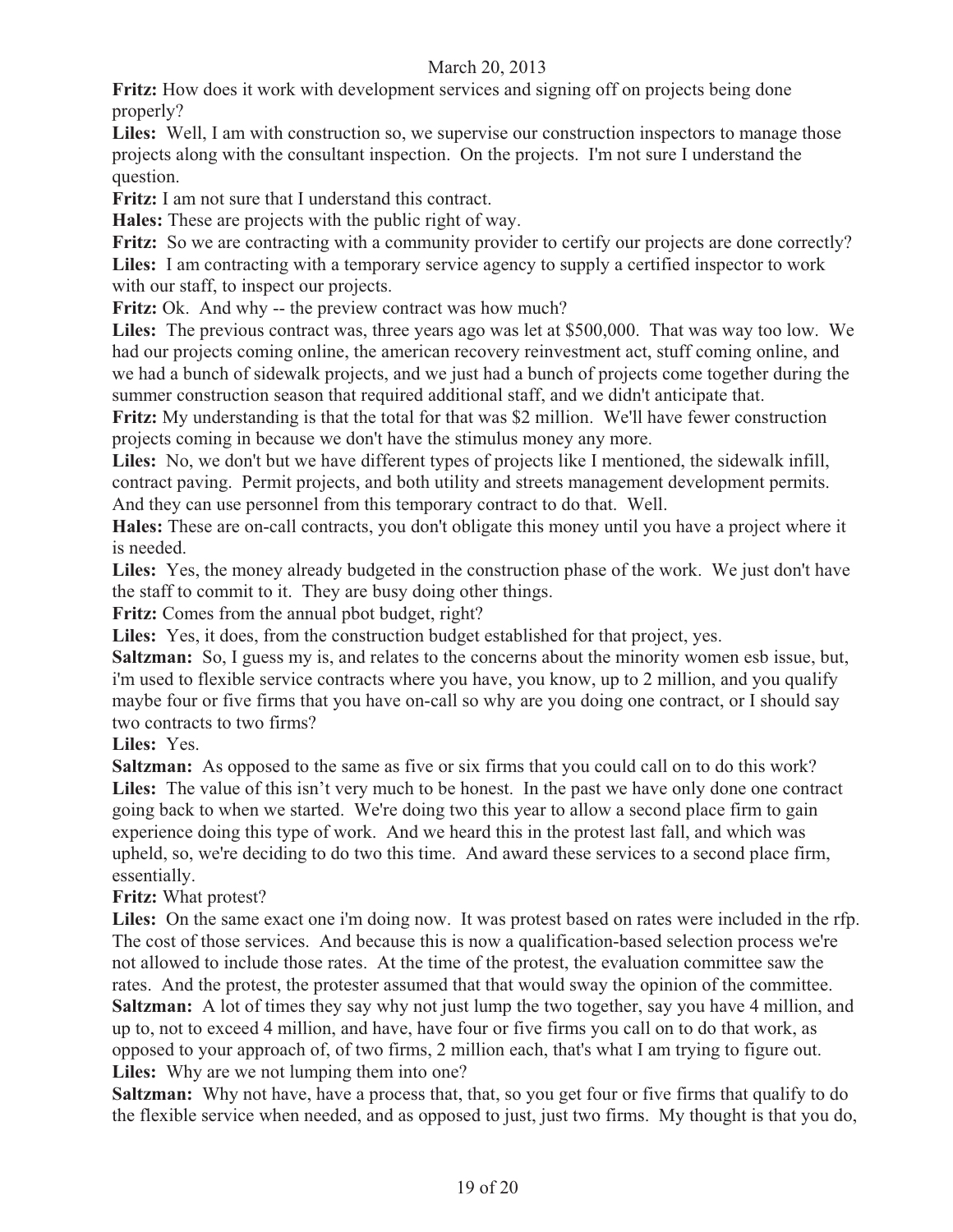**Fritz:** How does it work with development services and signing off on projects being done properly?

**Liles:** Well, I am with construction so, we supervise our construction inspectors to manage those projects along with the consultant inspection. On the projects. I'm not sure I understand the question.

**Fritz:** I am not sure that I understand this contract.

**Hales:** These are projects with the public right of way.

**Fritz:** So we are contracting with a community provider to certify our projects are done correctly?

**Liles:** I am contracting with a temporary service agency to supply a certified inspector to work with our staff, to inspect our projects.

**Fritz:** Ok. And why -- the preview contract was how much?

**Liles:** The previous contract was, three years ago was let at $500,000. That was way too low. We had our projects coming online, the american recovery reinvestment act, stuff coming online, and we had a bunch of sidewalk projects, and we just had a bunch of projects come together during the summer construction season that required additional staff, and we didn't anticipate that.

**Fritz:** My understanding is that the total for that was $2 million. We'll have fewer construction projects coming in because we don't have the stimulus money any more.

**Liles:** No, we don't but we have different types of projects like I mentioned, the sidewalk infill, contract paving. Permit projects, and both utility and streets management development permits. And they can use personnel from this temporary contract to do that. Well.

**Hales:** These are on-call contracts, you don't obligate this money until you have a project where it is needed.

**Liles:** Yes, the money already budgeted in the construction phase of the work. We just don't have the staff to commit to it. They are busy doing other things.

**Fritz:** Comes from the annual pbot budget, right?

**Liles:** Yes, it does, from the construction budget established for that project, yes.

**Saltzman:** So, I guess my is, and relates to the concerns about the minority women esb issue, but, i'm used to flexible service contracts where you have, you know, up to 2 million, and you qualify maybe four or five firms that you have on-call so why are you doing one contract, or I should say two contracts to two firms?

**Liles:** Yes.

**Saltzman:** As opposed to the same as five or six firms that you could call on to do this work?

**Liles:** The value of this isn't very much to be honest. In the past we have only done one contract going back to when we started. We're doing two this year to allow a second place firm to gain experience doing this type of work. And we heard this in the protest last fall, and which was upheld, so, we're deciding to do two this time. And award these services to a second place firm, essentially.

**Fritz:** What protest?

**Liles:** On the same exact one i'm doing now. It was protest based on rates were included in the rfp. The cost of those services. And because this is now a qualification-based selection process we're not allowed to include those rates. At the time of the protest, the evaluation committee saw the rates. And the protest, the protester assumed that that would sway the opinion of the committee.

**Saltzman:** A lot of times they say why not just lump the two together, say you have 4 million, and up to, not to exceed 4 million, and have, have four or five firms you call on to do that work, as opposed to your approach of, of two firms, 2 million each, that's what I am trying to figure out.

**Liles:** Why are we not lumping them into one?

**Saltzman:** Why not have, have a process that, that, so you get four or five firms that qualify to do the flexible service when needed, and as opposed to just, just two firms. My thought is that you do,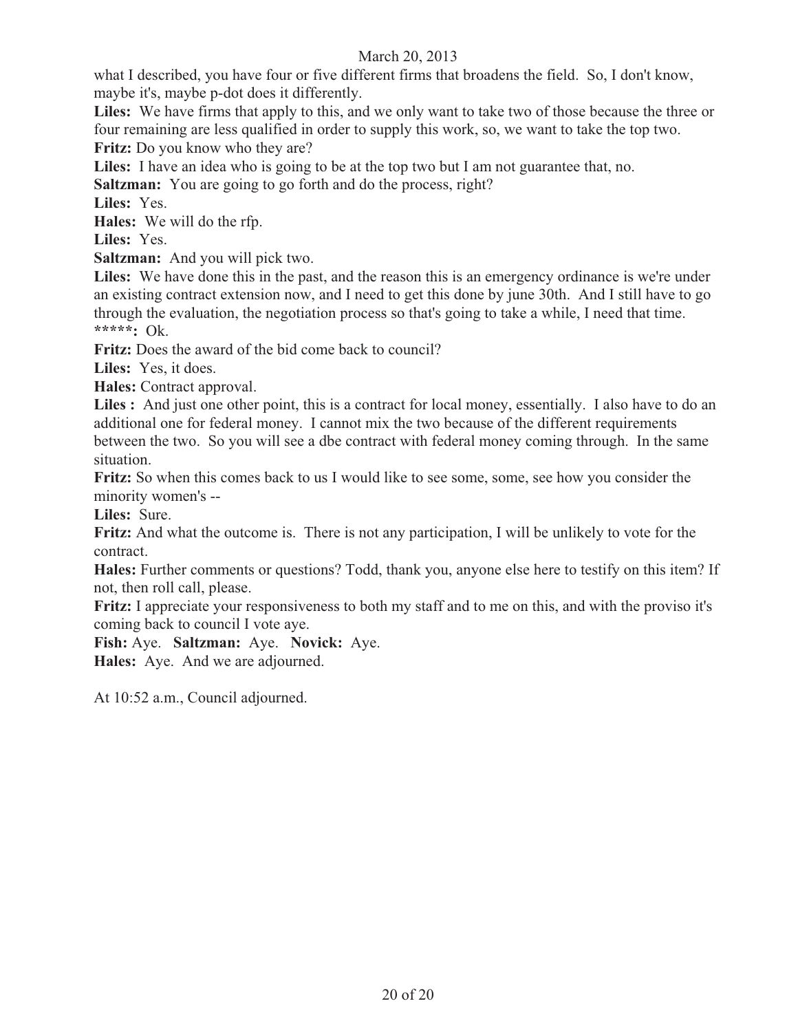what I described, you have four or five different firms that broadens the field. So, I don't know, maybe it's, maybe p-dot does it differently.

**Liles:** We have firms that apply to this, and we only want to take two of those because the three or four remaining are less qualified in order to supply this work, so, we want to take the top two.

**Fritz:** Do you know who they are?

**Liles:** I have an idea who is going to be at the top two but I am not guarantee that, no.

**Saltzman:** You are going to go forth and do the process, right?

**Liles:** Yes.

**Hales:** We will do the rfp.

**Liles:** Yes.

**Saltzman:** And you will pick two.

**Liles:** We have done this in the past, and the reason this is an emergency ordinance is we're under an existing contract extension now, and I need to get this done by june 30th. And I still have to go through the evaluation, the negotiation process so that's going to take a while, I need that time.

**\*\*\*\*\*:** Ok.

**Fritz:** Does the award of the bid come back to council?

**Liles:** Yes, it does.

**Hales:** Contract approval.

**Liles :** And just one other point, this is a contract for local money, essentially. I also have to do an additional one for federal money. I cannot mix the two because of the different requirements between the two. So you will see a dbe contract with federal money coming through. In the same situation.

**Fritz:** So when this comes back to us I would like to see some, some, see how you consider the minority women's --

**Liles:** Sure.

**Fritz:** And what the outcome is. There is not any participation, I will be unlikely to vote for the contract.

**Hales:** Further comments or questions? Todd, thank you, anyone else here to testify on this item? If not, then roll call, please.

**Fritz:** I appreciate your responsiveness to both my staff and to me on this, and with the proviso it's coming back to council I vote aye.

**Fish:** Aye. **Saltzman:** Aye. **Novick:** Aye.

**Hales:** Aye. And we are adjourned.

At 10:52 a.m., Council adjourned.